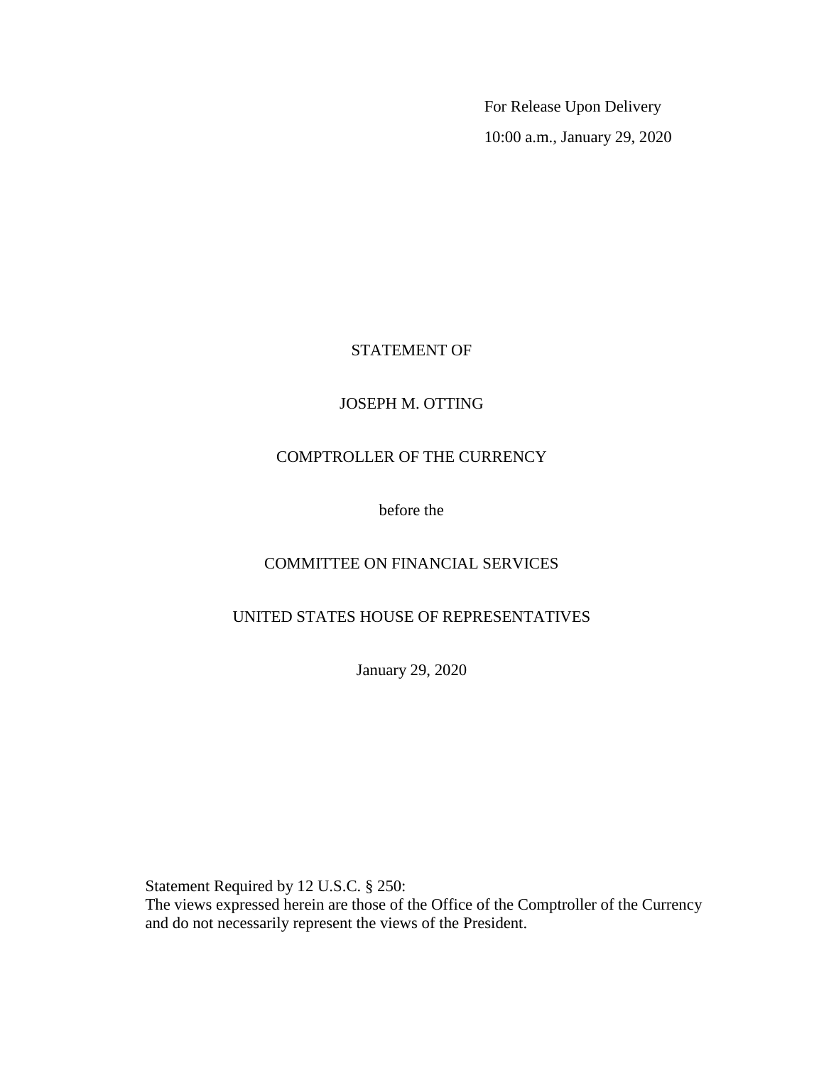For Release Upon Delivery

10:00 a.m., January 29, 2020

STATEMENT OF

JOSEPH M. OTTING

COMPTROLLER OF THE CURRENCY

before the

COMMITTEE ON FINANCIAL SERVICES

UNITED STATES HOUSE OF REPRESENTATIVES

January 29, 2020

Statement Required by 12 U.S.C. § 250:
The views expressed herein are those of the Office of the Comptroller of the Currency and do not necessarily represent the views of the President.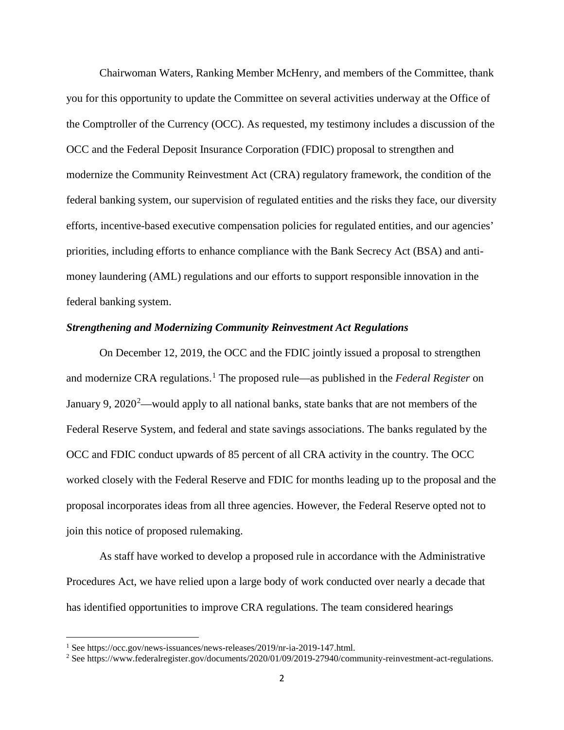Chairwoman Waters, Ranking Member McHenry, and members of the Committee, thank you for this opportunity to update the Committee on several activities underway at the Office of the Comptroller of the Currency (OCC). As requested, my testimony includes a discussion of the OCC and the Federal Deposit Insurance Corporation (FDIC) proposal to strengthen and modernize the Community Reinvestment Act (CRA) regulatory framework, the condition of the federal banking system, our supervision of regulated entities and the risks they face, our diversity efforts, incentive-based executive compensation policies for regulated entities, and our agencies' priorities, including efforts to enhance compliance with the Bank Secrecy Act (BSA) and anti-money laundering (AML) regulations and our efforts to support responsible innovation in the federal banking system.

***Strengthening and Modernizing Community Reinvestment Act Regulations***

On December 12, 2019, the OCC and the FDIC jointly issued a proposal to strengthen and modernize CRA regulations.[1] The proposed rule—as published in the *Federal Register* on January 9, 2020[2]—would apply to all national banks, state banks that are not members of the Federal Reserve System, and federal and state savings associations. The banks regulated by the OCC and FDIC conduct upwards of 85 percent of all CRA activity in the country. The OCC worked closely with the Federal Reserve and FDIC for months leading up to the proposal and the proposal incorporates ideas from all three agencies. However, the Federal Reserve opted not to join this notice of proposed rulemaking.

As staff have worked to develop a proposed rule in accordance with the Administrative Procedures Act, we have relied upon a large body of work conducted over nearly a decade that has identified opportunities to improve CRA regulations. The team considered hearings

---

[1] See https://occ.gov/news-issuances/news-releases/2019/nr-ia-2019-147.html.

[2] See https://www.federalregister.gov/documents/2020/01/09/2019-27940/community-reinvestment-act-regulations.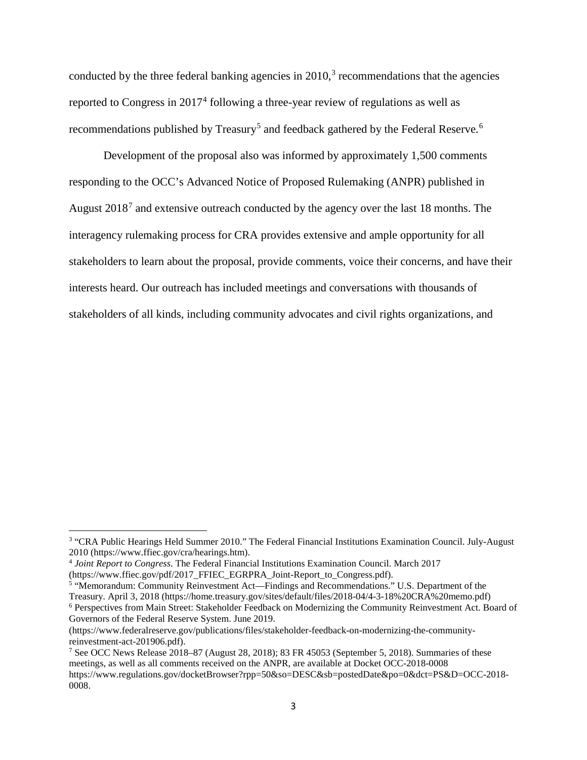conducted by the three federal banking agencies in 2010,[3] recommendations that the agencies reported to Congress in 2017[4] following a three-year review of regulations as well as recommendations published by Treasury[5] and feedback gathered by the Federal Reserve.[6]

Development of the proposal also was informed by approximately 1,500 comments responding to the OCC's Advanced Notice of Proposed Rulemaking (ANPR) published in August 2018[7] and extensive outreach conducted by the agency over the last 18 months. The interagency rulemaking process for CRA provides extensive and ample opportunity for all stakeholders to learn about the proposal, provide comments, voice their concerns, and have their interests heard. Our outreach has included meetings and conversations with thousands of stakeholders of all kinds, including community advocates and civil rights organizations, and

---

[3] "CRA Public Hearings Held Summer 2010." The Federal Financial Institutions Examination Council. July-August 2010 (https://www.ffiec.gov/cra/hearings.htm).

[4] *Joint Report to Congress*. The Federal Financial Institutions Examination Council. March 2017 (https://www.ffiec.gov/pdf/2017_FFIEC_EGRPRA_Joint-Report_to_Congress.pdf).

[5] "Memorandum: Community Reinvestment Act—Findings and Recommendations." U.S. Department of the Treasury. April 3, 2018 (https://home.treasury.gov/sites/default/files/2018-04/4-3-18%20CRA%20memo.pdf)

[6] Perspectives from Main Street: Stakeholder Feedback on Modernizing the Community Reinvestment Act. Board of Governors of the Federal Reserve System. June 2019. (https://www.federalreserve.gov/publications/files/stakeholder-feedback-on-modernizing-the-community-reinvestment-act-201906.pdf).

[7] See OCC News Release 2018–87 (August 28, 2018); 83 FR 45053 (September 5, 2018). Summaries of these meetings, as well as all comments received on the ANPR, are available at Docket OCC-2018-0008 https://www.regulations.gov/docketBrowser?rpp=50&so=DESC&sb=postedDate&po=0&dct=PS&D=OCC-2018-0008.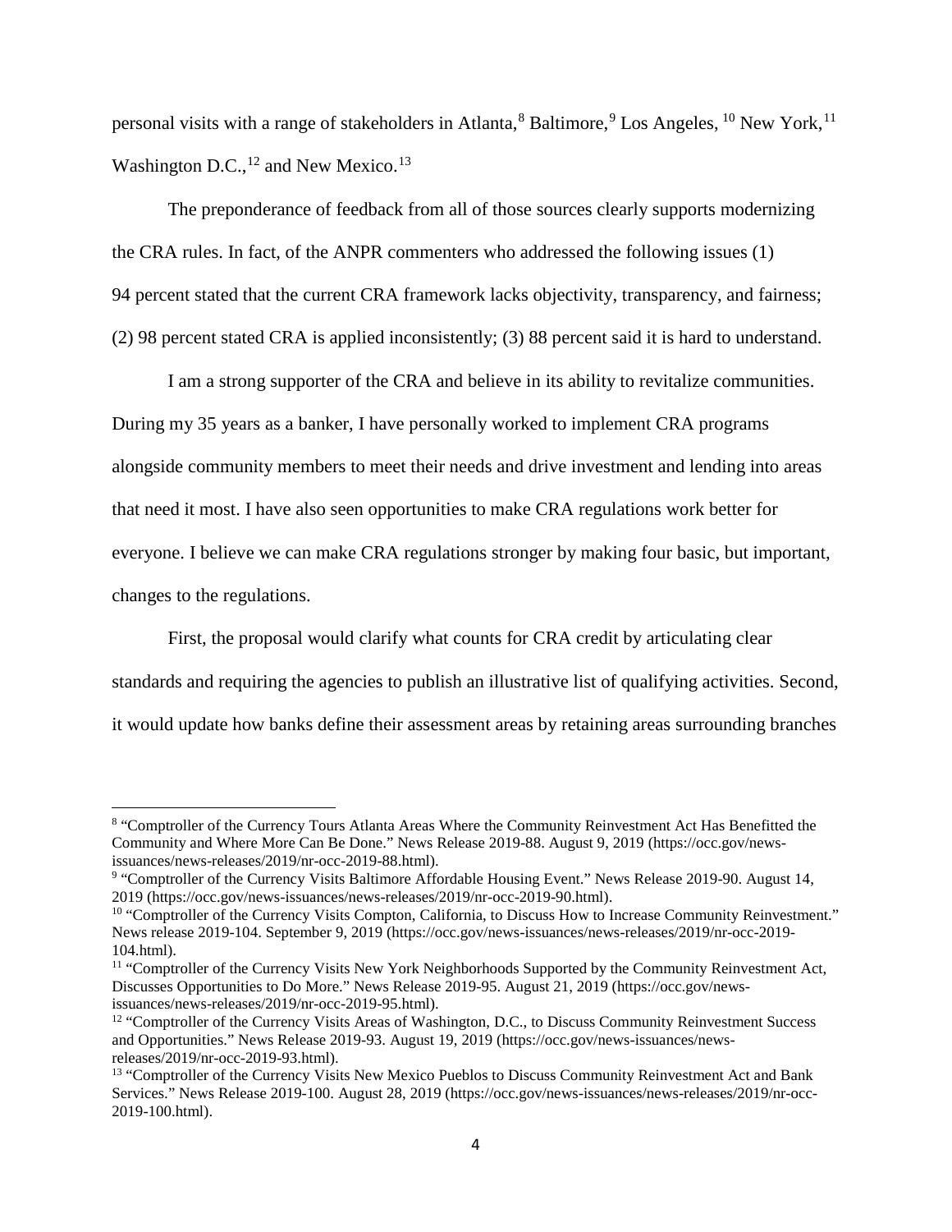personal visits with a range of stakeholders in Atlanta,[8] Baltimore,[9] Los Angeles,[10] New York,[11] Washington D.C.,[12] and New Mexico.[13]

The preponderance of feedback from all of those sources clearly supports modernizing the CRA rules. In fact, of the ANPR commenters who addressed the following issues (1) 94 percent stated that the current CRA framework lacks objectivity, transparency, and fairness; (2) 98 percent stated CRA is applied inconsistently; (3) 88 percent said it is hard to understand.

I am a strong supporter of the CRA and believe in its ability to revitalize communities. During my 35 years as a banker, I have personally worked to implement CRA programs alongside community members to meet their needs and drive investment and lending into areas that need it most. I have also seen opportunities to make CRA regulations work better for everyone. I believe we can make CRA regulations stronger by making four basic, but important, changes to the regulations.

First, the proposal would clarify what counts for CRA credit by articulating clear standards and requiring the agencies to publish an illustrative list of qualifying activities. Second, it would update how banks define their assessment areas by retaining areas surrounding branches

---

[8] "Comptroller of the Currency Tours Atlanta Areas Where the Community Reinvestment Act Has Benefitted the Community and Where More Can Be Done." News Release 2019-88. August 9, 2019 (https://occ.gov/news-issuances/news-releases/2019/nr-occ-2019-88.html).

[9] "Comptroller of the Currency Visits Baltimore Affordable Housing Event." News Release 2019-90. August 14, 2019 (https://occ.gov/news-issuances/news-releases/2019/nr-occ-2019-90.html).

[10] "Comptroller of the Currency Visits Compton, California, to Discuss How to Increase Community Reinvestment." News release 2019-104. September 9, 2019 (https://occ.gov/news-issuances/news-releases/2019/nr-occ-2019-104.html).

[11] "Comptroller of the Currency Visits New York Neighborhoods Supported by the Community Reinvestment Act, Discusses Opportunities to Do More." News Release 2019-95. August 21, 2019 (https://occ.gov/news-issuances/news-releases/2019/nr-occ-2019-95.html).

[12] "Comptroller of the Currency Visits Areas of Washington, D.C., to Discuss Community Reinvestment Success and Opportunities." News Release 2019-93. August 19, 2019 (https://occ.gov/news-issuances/news-releases/2019/nr-occ-2019-93.html).

[13] "Comptroller of the Currency Visits New Mexico Pueblos to Discuss Community Reinvestment Act and Bank Services." News Release 2019-100. August 28, 2019 (https://occ.gov/news-issuances/news-releases/2019/nr-occ-2019-100.html).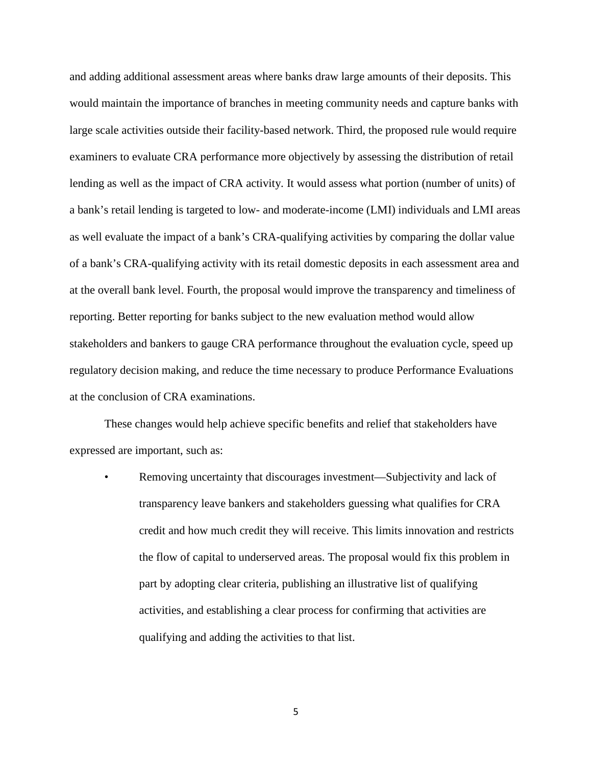and adding additional assessment areas where banks draw large amounts of their deposits. This would maintain the importance of branches in meeting community needs and capture banks with large scale activities outside their facility-based network. Third, the proposed rule would require examiners to evaluate CRA performance more objectively by assessing the distribution of retail lending as well as the impact of CRA activity. It would assess what portion (number of units) of a bank's retail lending is targeted to low- and moderate-income (LMI) individuals and LMI areas as well evaluate the impact of a bank's CRA-qualifying activities by comparing the dollar value of a bank's CRA-qualifying activity with its retail domestic deposits in each assessment area and at the overall bank level. Fourth, the proposal would improve the transparency and timeliness of reporting. Better reporting for banks subject to the new evaluation method would allow stakeholders and bankers to gauge CRA performance throughout the evaluation cycle, speed up regulatory decision making, and reduce the time necessary to produce Performance Evaluations at the conclusion of CRA examinations.

These changes would help achieve specific benefits and relief that stakeholders have expressed are important, such as:

- Removing uncertainty that discourages investment—Subjectivity and lack of transparency leave bankers and stakeholders guessing what qualifies for CRA credit and how much credit they will receive. This limits innovation and restricts the flow of capital to underserved areas. The proposal would fix this problem in part by adopting clear criteria, publishing an illustrative list of qualifying activities, and establishing a clear process for confirming that activities are qualifying and adding the activities to that list.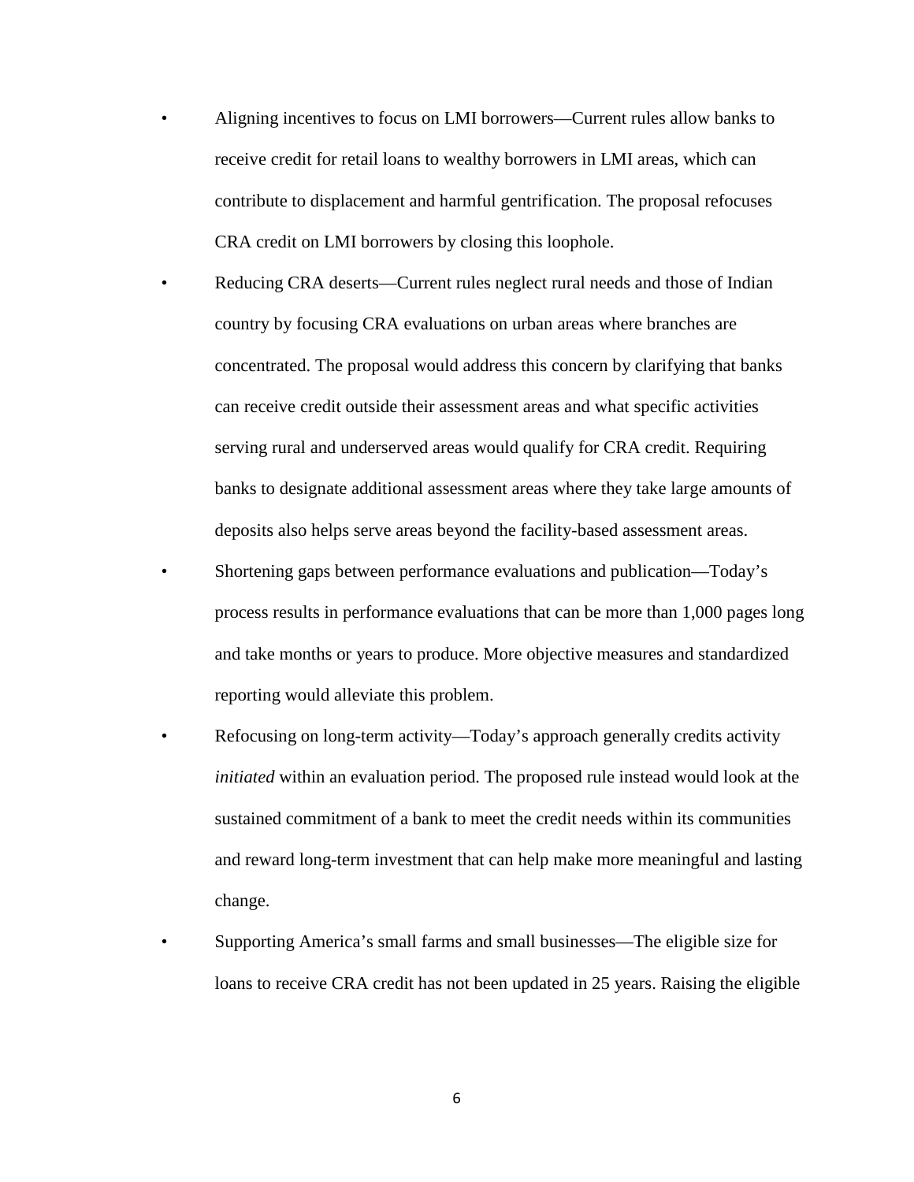- Aligning incentives to focus on LMI borrowers—Current rules allow banks to receive credit for retail loans to wealthy borrowers in LMI areas, which can contribute to displacement and harmful gentrification. The proposal refocuses CRA credit on LMI borrowers by closing this loophole.
- Reducing CRA deserts—Current rules neglect rural needs and those of Indian country by focusing CRA evaluations on urban areas where branches are concentrated. The proposal would address this concern by clarifying that banks can receive credit outside their assessment areas and what specific activities serving rural and underserved areas would qualify for CRA credit. Requiring banks to designate additional assessment areas where they take large amounts of deposits also helps serve areas beyond the facility-based assessment areas.
- Shortening gaps between performance evaluations and publication—Today's process results in performance evaluations that can be more than 1,000 pages long and take months or years to produce. More objective measures and standardized reporting would alleviate this problem.
- Refocusing on long-term activity—Today's approach generally credits activity *initiated* within an evaluation period. The proposed rule instead would look at the sustained commitment of a bank to meet the credit needs within its communities and reward long-term investment that can help make more meaningful and lasting change.
- Supporting America's small farms and small businesses—The eligible size for loans to receive CRA credit has not been updated in 25 years. Raising the eligible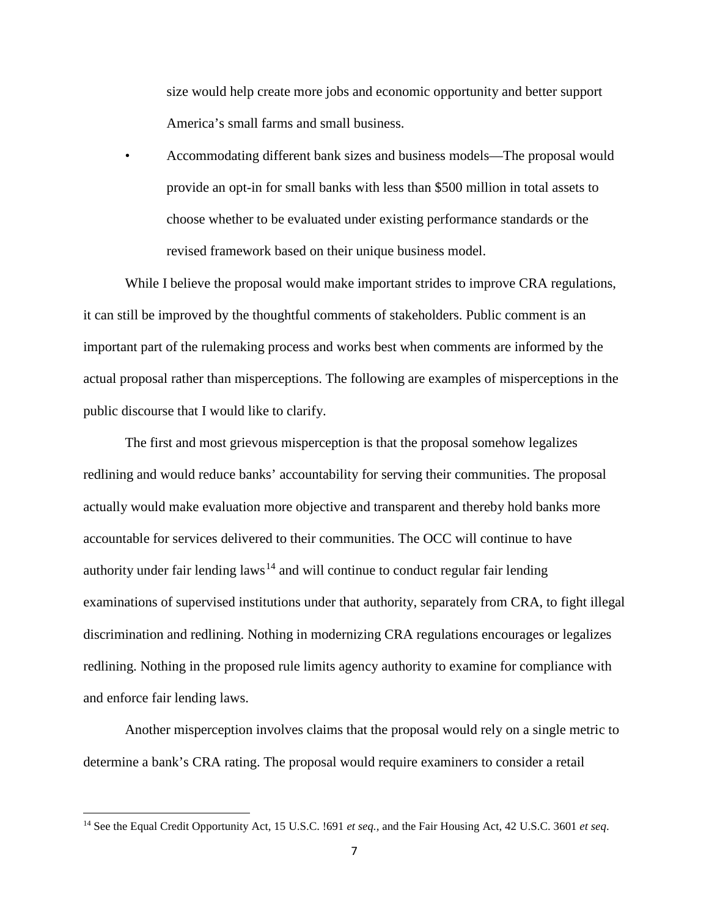size would help create more jobs and economic opportunity and better support America's small farms and small business.

- Accommodating different bank sizes and business models—The proposal would provide an opt-in for small banks with less than $500 million in total assets to choose whether to be evaluated under existing performance standards or the revised framework based on their unique business model.

While I believe the proposal would make important strides to improve CRA regulations, it can still be improved by the thoughtful comments of stakeholders. Public comment is an important part of the rulemaking process and works best when comments are informed by the actual proposal rather than misperceptions. The following are examples of misperceptions in the public discourse that I would like to clarify.

The first and most grievous misperception is that the proposal somehow legalizes redlining and would reduce banks' accountability for serving their communities. The proposal actually would make evaluation more objective and transparent and thereby hold banks more accountable for services delivered to their communities. The OCC will continue to have authority under fair lending laws[14] and will continue to conduct regular fair lending examinations of supervised institutions under that authority, separately from CRA, to fight illegal discrimination and redlining. Nothing in modernizing CRA regulations encourages or legalizes redlining. Nothing in the proposed rule limits agency authority to examine for compliance with and enforce fair lending laws.

Another misperception involves claims that the proposal would rely on a single metric to determine a bank's CRA rating. The proposal would require examiners to consider a retail

---

[14] See the Equal Credit Opportunity Act, 15 U.S.C. !691 *et seq.*, and the Fair Housing Act, 42 U.S.C. 3601 *et seq*.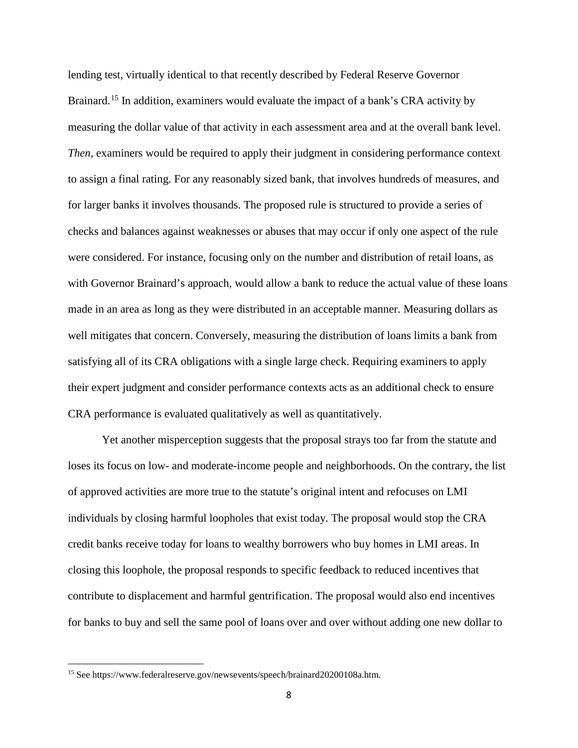lending test, virtually identical to that recently described by Federal Reserve Governor Brainard.[15] In addition, examiners would evaluate the impact of a bank's CRA activity by measuring the dollar value of that activity in each assessment area and at the overall bank level. *Then*, examiners would be required to apply their judgment in considering performance context to assign a final rating. For any reasonably sized bank, that involves hundreds of measures, and for larger banks it involves thousands. The proposed rule is structured to provide a series of checks and balances against weaknesses or abuses that may occur if only one aspect of the rule were considered. For instance, focusing only on the number and distribution of retail loans, as with Governor Brainard's approach, would allow a bank to reduce the actual value of these loans made in an area as long as they were distributed in an acceptable manner. Measuring dollars as well mitigates that concern. Conversely, measuring the distribution of loans limits a bank from satisfying all of its CRA obligations with a single large check. Requiring examiners to apply their expert judgment and consider performance contexts acts as an additional check to ensure CRA performance is evaluated qualitatively as well as quantitatively.

Yet another misperception suggests that the proposal strays too far from the statute and loses its focus on low- and moderate-income people and neighborhoods. On the contrary, the list of approved activities are more true to the statute's original intent and refocuses on LMI individuals by closing harmful loopholes that exist today. The proposal would stop the CRA credit banks receive today for loans to wealthy borrowers who buy homes in LMI areas. In closing this loophole, the proposal responds to specific feedback to reduced incentives that contribute to displacement and harmful gentrification. The proposal would also end incentives for banks to buy and sell the same pool of loans over and over without adding one new dollar to

[15] See https://www.federalreserve.gov/newsevents/speech/brainard20200108a.htm.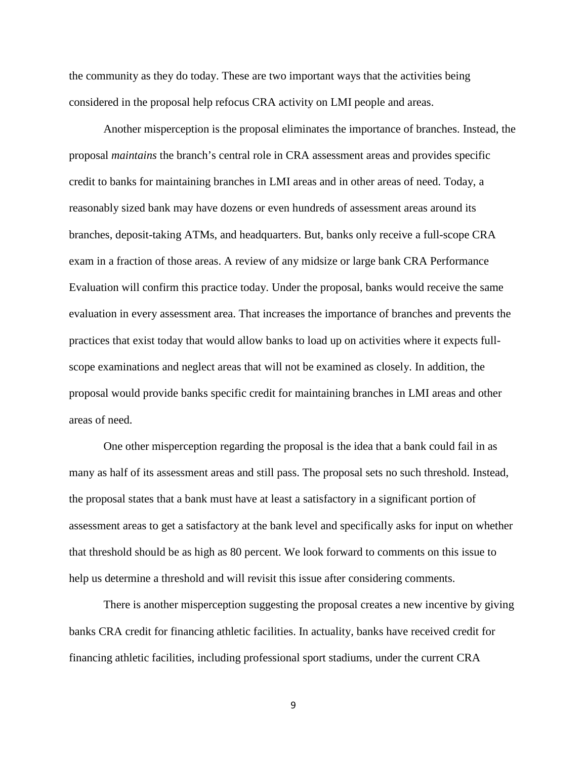the community as they do today. These are two important ways that the activities being considered in the proposal help refocus CRA activity on LMI people and areas.

Another misperception is the proposal eliminates the importance of branches. Instead, the proposal *maintains* the branch's central role in CRA assessment areas and provides specific credit to banks for maintaining branches in LMI areas and in other areas of need. Today, a reasonably sized bank may have dozens or even hundreds of assessment areas around its branches, deposit-taking ATMs, and headquarters. But, banks only receive a full-scope CRA exam in a fraction of those areas. A review of any midsize or large bank CRA Performance Evaluation will confirm this practice today. Under the proposal, banks would receive the same evaluation in every assessment area. That increases the importance of branches and prevents the practices that exist today that would allow banks to load up on activities where it expects full-scope examinations and neglect areas that will not be examined as closely. In addition, the proposal would provide banks specific credit for maintaining branches in LMI areas and other areas of need.

One other misperception regarding the proposal is the idea that a bank could fail in as many as half of its assessment areas and still pass. The proposal sets no such threshold. Instead, the proposal states that a bank must have at least a satisfactory in a significant portion of assessment areas to get a satisfactory at the bank level and specifically asks for input on whether that threshold should be as high as 80 percent. We look forward to comments on this issue to help us determine a threshold and will revisit this issue after considering comments.

There is another misperception suggesting the proposal creates a new incentive by giving banks CRA credit for financing athletic facilities. In actuality, banks have received credit for financing athletic facilities, including professional sport stadiums, under the current CRA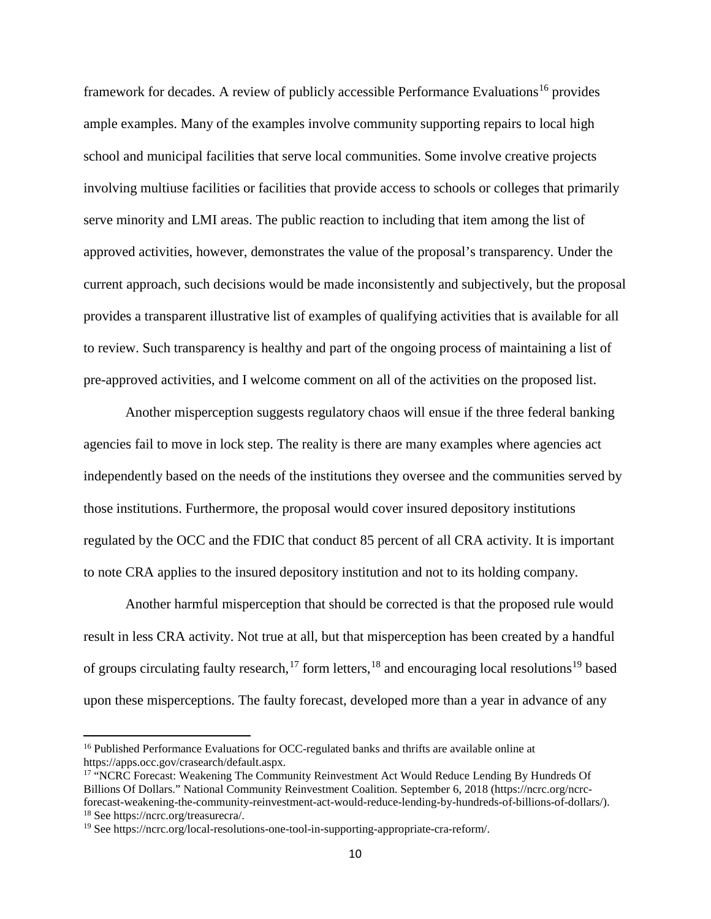framework for decades. A review of publicly accessible Performance Evaluations[16] provides ample examples. Many of the examples involve community supporting repairs to local high school and municipal facilities that serve local communities. Some involve creative projects involving multiuse facilities or facilities that provide access to schools or colleges that primarily serve minority and LMI areas. The public reaction to including that item among the list of approved activities, however, demonstrates the value of the proposal's transparency. Under the current approach, such decisions would be made inconsistently and subjectively, but the proposal provides a transparent illustrative list of examples of qualifying activities that is available for all to review. Such transparency is healthy and part of the ongoing process of maintaining a list of pre-approved activities, and I welcome comment on all of the activities on the proposed list.

Another misperception suggests regulatory chaos will ensue if the three federal banking agencies fail to move in lock step. The reality is there are many examples where agencies act independently based on the needs of the institutions they oversee and the communities served by those institutions. Furthermore, the proposal would cover insured depository institutions regulated by the OCC and the FDIC that conduct 85 percent of all CRA activity. It is important to note CRA applies to the insured depository institution and not to its holding company.

Another harmful misperception that should be corrected is that the proposed rule would result in less CRA activity. Not true at all, but that misperception has been created by a handful of groups circulating faulty research,[17] form letters,[18] and encouraging local resolutions[19] based upon these misperceptions. The faulty forecast, developed more than a year in advance of any

---

[16] Published Performance Evaluations for OCC-regulated banks and thrifts are available online at https://apps.occ.gov/crasearch/default.aspx.

[17] "NCRC Forecast: Weakening The Community Reinvestment Act Would Reduce Lending By Hundreds Of Billions Of Dollars." National Community Reinvestment Coalition. September 6, 2018 (https://ncrc.org/ncrc-forecast-weakening-the-community-reinvestment-act-would-reduce-lending-by-hundreds-of-billions-of-dollars/).

[18] See https://ncrc.org/treasurecra/.

[19] See https://ncrc.org/local-resolutions-one-tool-in-supporting-appropriate-cra-reform/.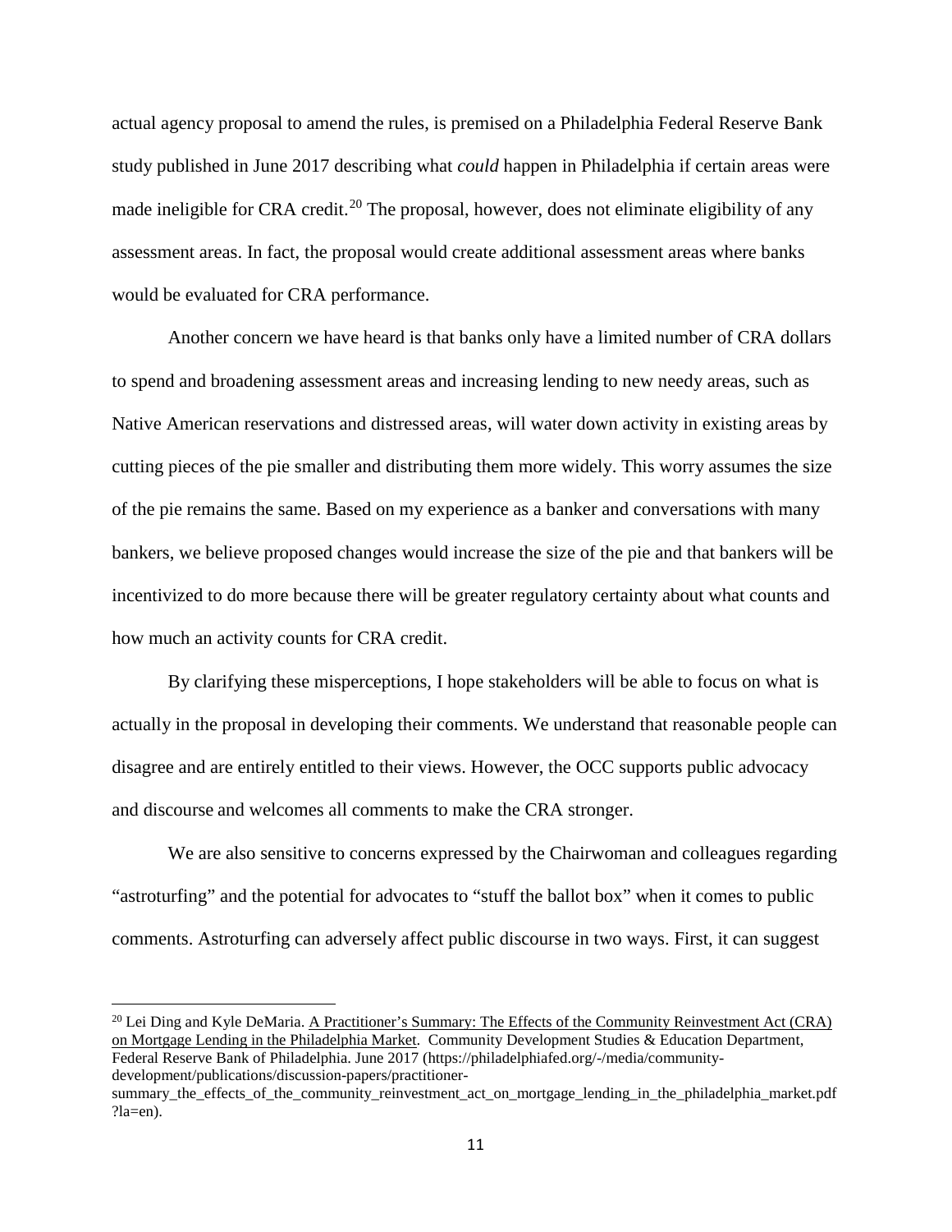actual agency proposal to amend the rules, is premised on a Philadelphia Federal Reserve Bank study published in June 2017 describing what *could* happen in Philadelphia if certain areas were made ineligible for CRA credit.[20] The proposal, however, does not eliminate eligibility of any assessment areas. In fact, the proposal would create additional assessment areas where banks would be evaluated for CRA performance.

Another concern we have heard is that banks only have a limited number of CRA dollars to spend and broadening assessment areas and increasing lending to new needy areas, such as Native American reservations and distressed areas, will water down activity in existing areas by cutting pieces of the pie smaller and distributing them more widely. This worry assumes the size of the pie remains the same. Based on my experience as a banker and conversations with many bankers, we believe proposed changes would increase the size of the pie and that bankers will be incentivized to do more because there will be greater regulatory certainty about what counts and how much an activity counts for CRA credit.

By clarifying these misperceptions, I hope stakeholders will be able to focus on what is actually in the proposal in developing their comments. We understand that reasonable people can disagree and are entirely entitled to their views. However, the OCC supports public advocacy and discourse and welcomes all comments to make the CRA stronger.

We are also sensitive to concerns expressed by the Chairwoman and colleagues regarding "astroturfing" and the potential for advocates to "stuff the ballot box" when it comes to public comments. Astroturfing can adversely affect public discourse in two ways. First, it can suggest

---

[20] Lei Ding and Kyle DeMaria. A Practitioner's Summary: The Effects of the Community Reinvestment Act (CRA) on Mortgage Lending in the Philadelphia Market. Community Development Studies & Education Department, Federal Reserve Bank of Philadelphia. June 2017 (https://philadelphiafed.org/-/media/community-development/publications/discussion-papers/practitioner-summary_the_effects_of_the_community_reinvestment_act_on_mortgage_lending_in_the_philadelphia_market.pdf?la=en).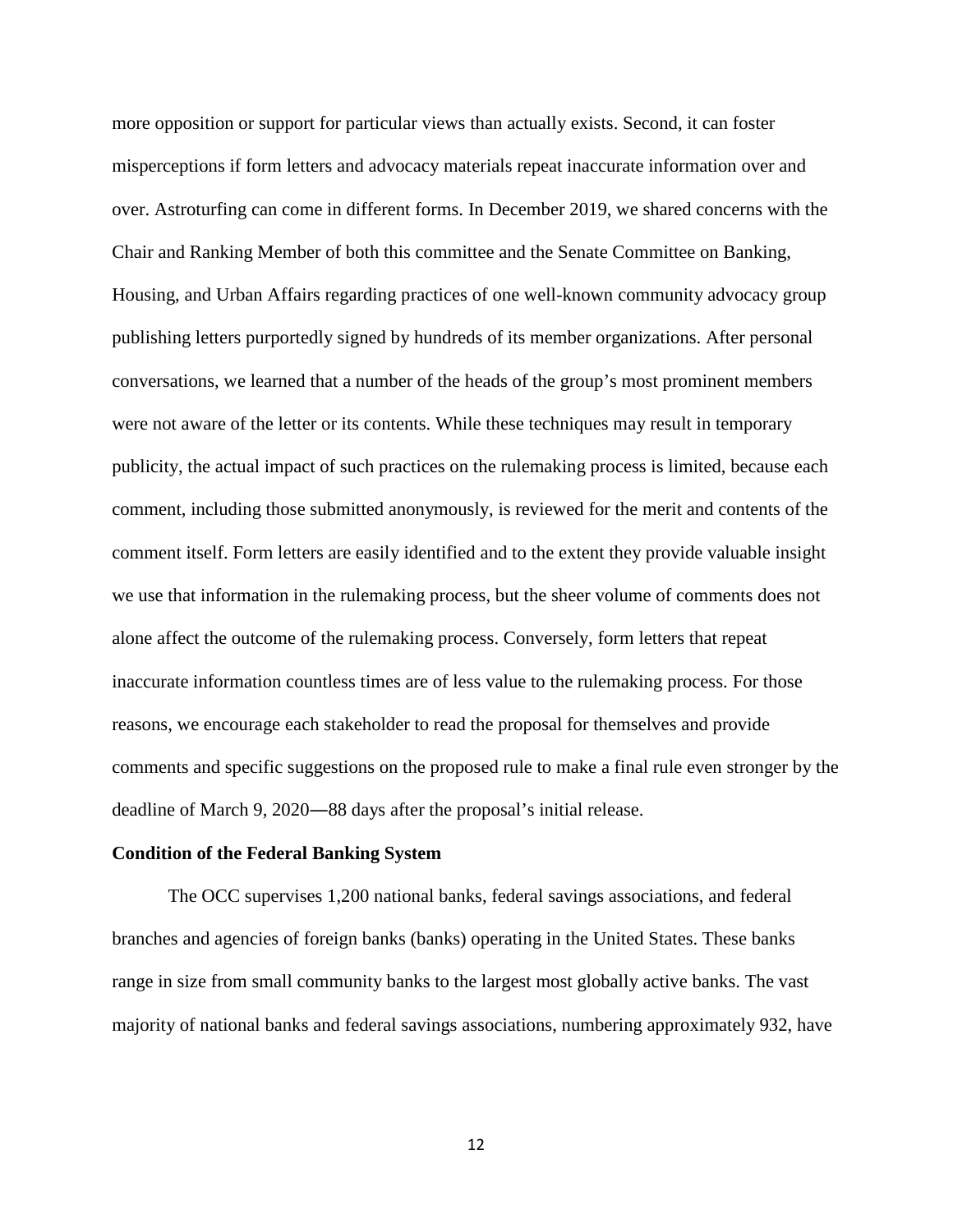more opposition or support for particular views than actually exists. Second, it can foster misperceptions if form letters and advocacy materials repeat inaccurate information over and over. Astroturfing can come in different forms. In December 2019, we shared concerns with the Chair and Ranking Member of both this committee and the Senate Committee on Banking, Housing, and Urban Affairs regarding practices of one well-known community advocacy group publishing letters purportedly signed by hundreds of its member organizations. After personal conversations, we learned that a number of the heads of the group's most prominent members were not aware of the letter or its contents. While these techniques may result in temporary publicity, the actual impact of such practices on the rulemaking process is limited, because each comment, including those submitted anonymously, is reviewed for the merit and contents of the comment itself. Form letters are easily identified and to the extent they provide valuable insight we use that information in the rulemaking process, but the sheer volume of comments does not alone affect the outcome of the rulemaking process. Conversely, form letters that repeat inaccurate information countless times are of less value to the rulemaking process. For those reasons, we encourage each stakeholder to read the proposal for themselves and provide comments and specific suggestions on the proposed rule to make a final rule even stronger by the deadline of March 9, 2020—88 days after the proposal's initial release.

**Condition of the Federal Banking System**

The OCC supervises 1,200 national banks, federal savings associations, and federal branches and agencies of foreign banks (banks) operating in the United States. These banks range in size from small community banks to the largest most globally active banks. The vast majority of national banks and federal savings associations, numbering approximately 932, have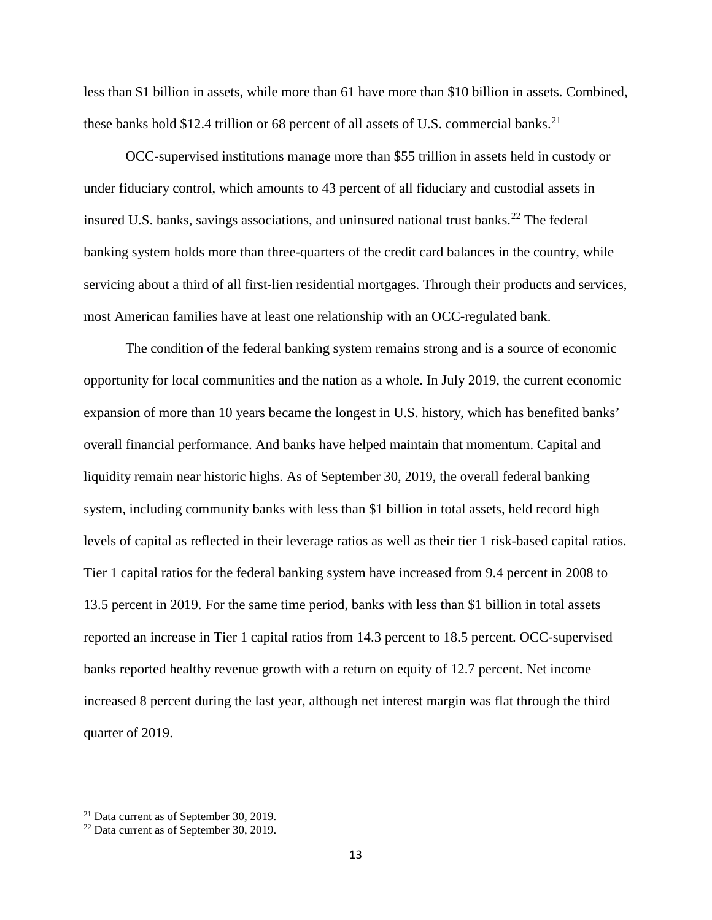less than $1 billion in assets, while more than 61 have more than $10 billion in assets. Combined, these banks hold $12.4 trillion or 68 percent of all assets of U.S. commercial banks.[21]

OCC-supervised institutions manage more than $55 trillion in assets held in custody or under fiduciary control, which amounts to 43 percent of all fiduciary and custodial assets in insured U.S. banks, savings associations, and uninsured national trust banks.[22] The federal banking system holds more than three-quarters of the credit card balances in the country, while servicing about a third of all first-lien residential mortgages. Through their products and services, most American families have at least one relationship with an OCC-regulated bank.

The condition of the federal banking system remains strong and is a source of economic opportunity for local communities and the nation as a whole. In July 2019, the current economic expansion of more than 10 years became the longest in U.S. history, which has benefited banks' overall financial performance. And banks have helped maintain that momentum. Capital and liquidity remain near historic highs. As of September 30, 2019, the overall federal banking system, including community banks with less than $1 billion in total assets, held record high levels of capital as reflected in their leverage ratios as well as their tier 1 risk-based capital ratios. Tier 1 capital ratios for the federal banking system have increased from 9.4 percent in 2008 to 13.5 percent in 2019. For the same time period, banks with less than $1 billion in total assets reported an increase in Tier 1 capital ratios from 14.3 percent to 18.5 percent. OCC-supervised banks reported healthy revenue growth with a return on equity of 12.7 percent. Net income increased 8 percent during the last year, although net interest margin was flat through the third quarter of 2019.

---

[21] Data current as of September 30, 2019.

[22] Data current as of September 30, 2019.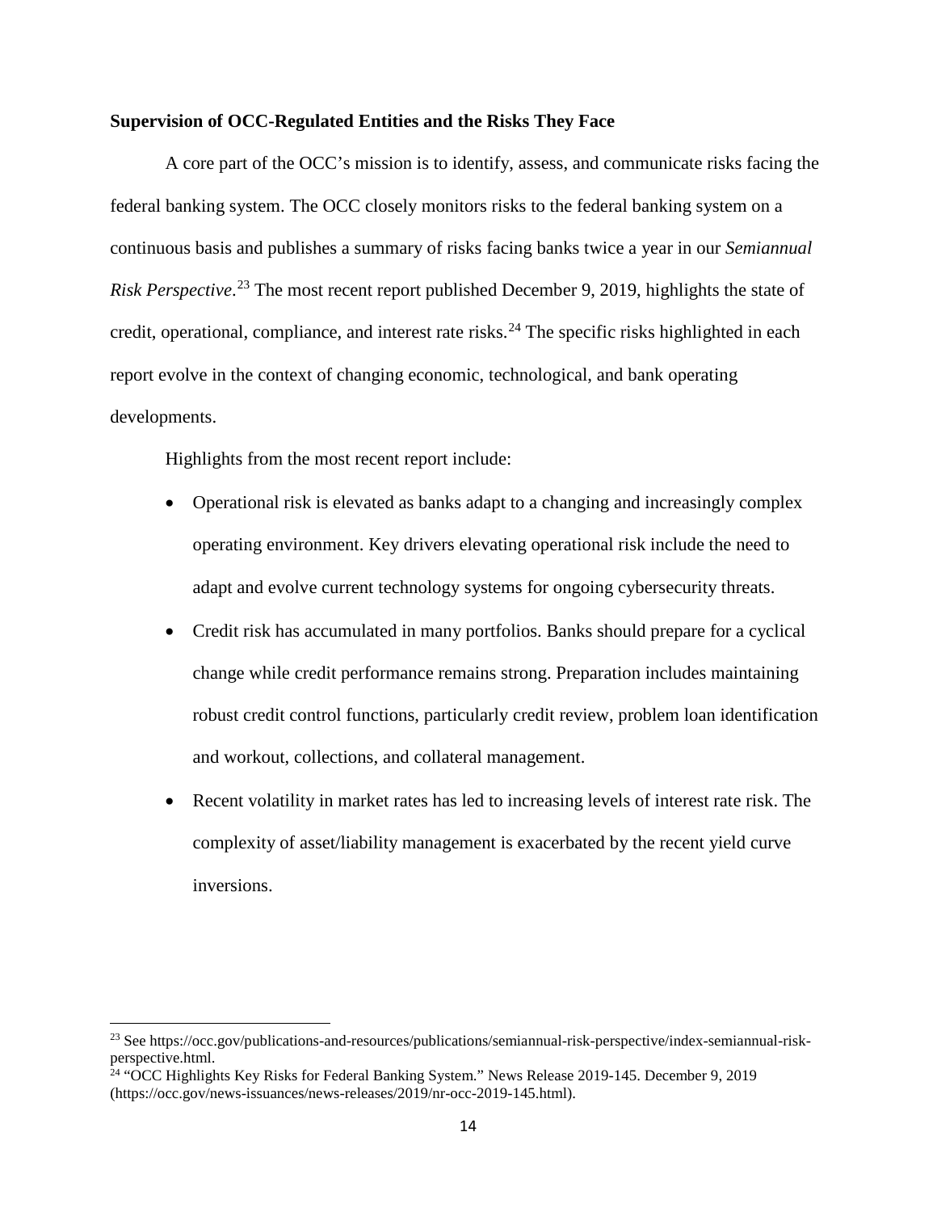**Supervision of OCC-Regulated Entities and the Risks They Face**

A core part of the OCC's mission is to identify, assess, and communicate risks facing the federal banking system. The OCC closely monitors risks to the federal banking system on a continuous basis and publishes a summary of risks facing banks twice a year in our *Semiannual Risk Perspective*.[23] The most recent report published December 9, 2019, highlights the state of credit, operational, compliance, and interest rate risks.[24] The specific risks highlighted in each report evolve in the context of changing economic, technological, and bank operating developments.

Highlights from the most recent report include:

- Operational risk is elevated as banks adapt to a changing and increasingly complex operating environment. Key drivers elevating operational risk include the need to adapt and evolve current technology systems for ongoing cybersecurity threats.
- Credit risk has accumulated in many portfolios. Banks should prepare for a cyclical change while credit performance remains strong. Preparation includes maintaining robust credit control functions, particularly credit review, problem loan identification and workout, collections, and collateral management.
- Recent volatility in market rates has led to increasing levels of interest rate risk. The complexity of asset/liability management is exacerbated by the recent yield curve inversions.

---

[23] See https://occ.gov/publications-and-resources/publications/semiannual-risk-perspective/index-semiannual-risk-perspective.html.

[24] "OCC Highlights Key Risks for Federal Banking System." News Release 2019-145. December 9, 2019 (https://occ.gov/news-issuances/news-releases/2019/nr-occ-2019-145.html).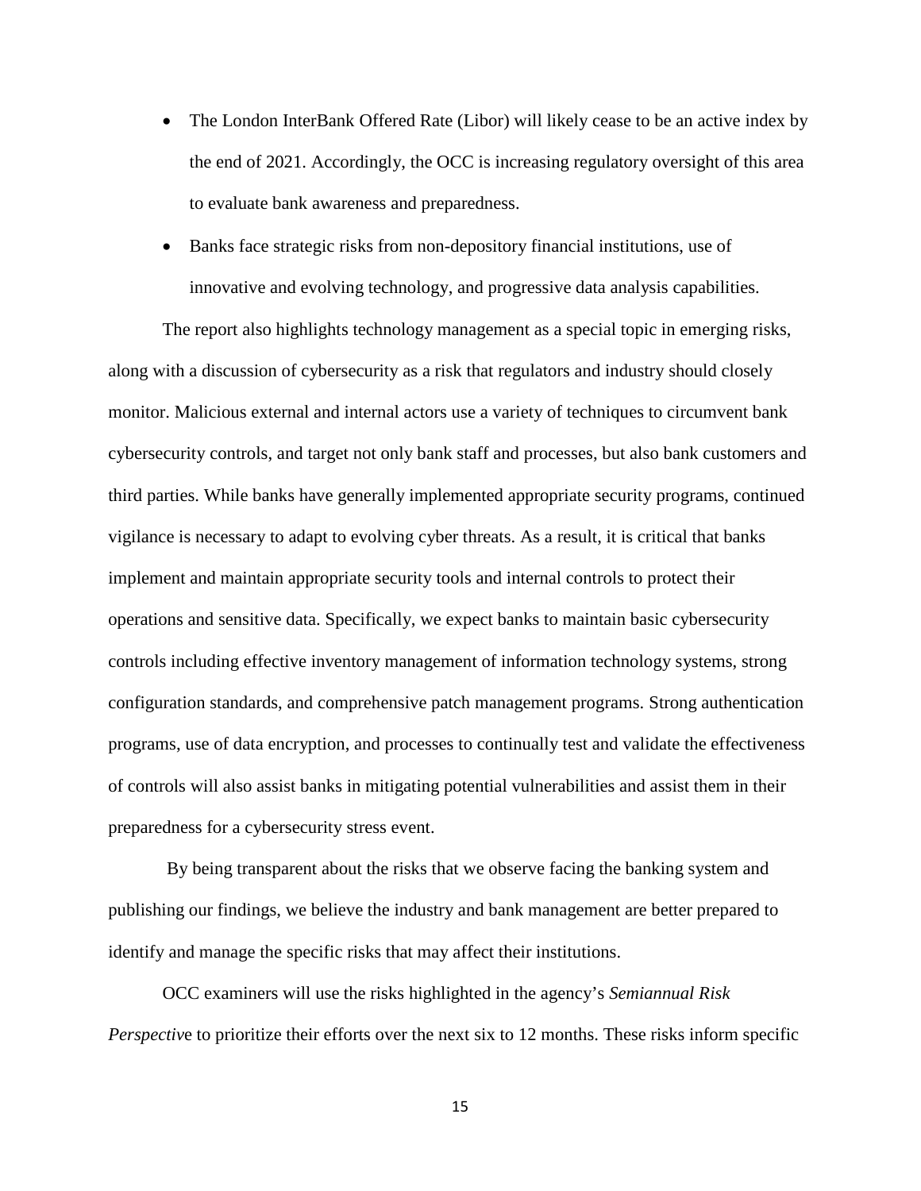- The London InterBank Offered Rate (Libor) will likely cease to be an active index by the end of 2021. Accordingly, the OCC is increasing regulatory oversight of this area to evaluate bank awareness and preparedness.
- Banks face strategic risks from non-depository financial institutions, use of innovative and evolving technology, and progressive data analysis capabilities.

The report also highlights technology management as a special topic in emerging risks, along with a discussion of cybersecurity as a risk that regulators and industry should closely monitor. Malicious external and internal actors use a variety of techniques to circumvent bank cybersecurity controls, and target not only bank staff and processes, but also bank customers and third parties. While banks have generally implemented appropriate security programs, continued vigilance is necessary to adapt to evolving cyber threats. As a result, it is critical that banks implement and maintain appropriate security tools and internal controls to protect their operations and sensitive data. Specifically, we expect banks to maintain basic cybersecurity controls including effective inventory management of information technology systems, strong configuration standards, and comprehensive patch management programs. Strong authentication programs, use of data encryption, and processes to continually test and validate the effectiveness of controls will also assist banks in mitigating potential vulnerabilities and assist them in their preparedness for a cybersecurity stress event.

By being transparent about the risks that we observe facing the banking system and publishing our findings, we believe the industry and bank management are better prepared to identify and manage the specific risks that may affect their institutions.

OCC examiners will use the risks highlighted in the agency's *Semiannual Risk Perspective* to prioritize their efforts over the next six to 12 months. These risks inform specific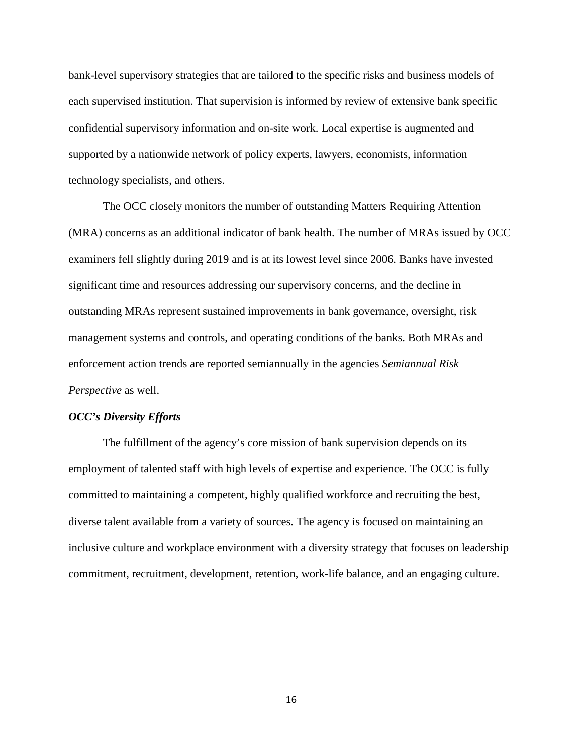bank-level supervisory strategies that are tailored to the specific risks and business models of each supervised institution. That supervision is informed by review of extensive bank specific confidential supervisory information and on-site work. Local expertise is augmented and supported by a nationwide network of policy experts, lawyers, economists, information technology specialists, and others.

The OCC closely monitors the number of outstanding Matters Requiring Attention (MRA) concerns as an additional indicator of bank health. The number of MRAs issued by OCC examiners fell slightly during 2019 and is at its lowest level since 2006. Banks have invested significant time and resources addressing our supervisory concerns, and the decline in outstanding MRAs represent sustained improvements in bank governance, oversight, risk management systems and controls, and operating conditions of the banks. Both MRAs and enforcement action trends are reported semiannually in the agencies *Semiannual Risk Perspective* as well.

***OCC's Diversity Efforts***

The fulfillment of the agency's core mission of bank supervision depends on its employment of talented staff with high levels of expertise and experience. The OCC is fully committed to maintaining a competent, highly qualified workforce and recruiting the best, diverse talent available from a variety of sources. The agency is focused on maintaining an inclusive culture and workplace environment with a diversity strategy that focuses on leadership commitment, recruitment, development, retention, work-life balance, and an engaging culture.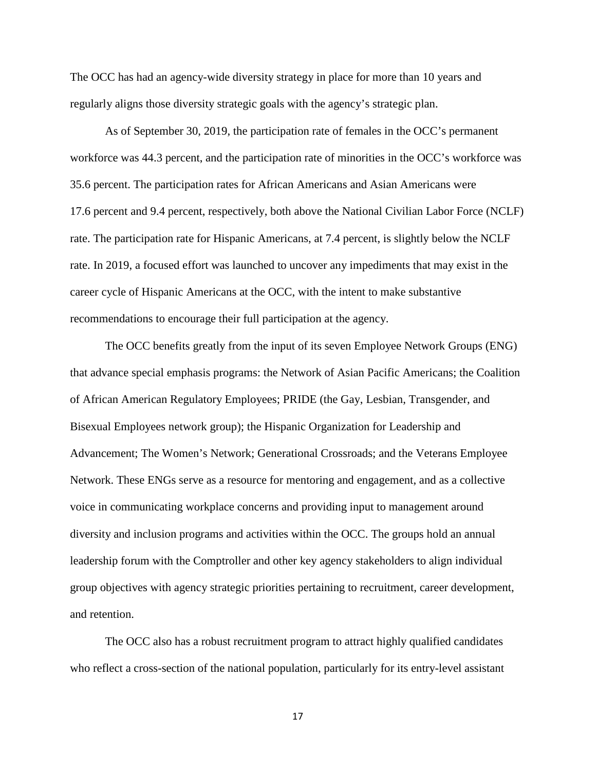The OCC has had an agency-wide diversity strategy in place for more than 10 years and regularly aligns those diversity strategic goals with the agency's strategic plan.

As of September 30, 2019, the participation rate of females in the OCC's permanent workforce was 44.3 percent, and the participation rate of minorities in the OCC's workforce was 35.6 percent. The participation rates for African Americans and Asian Americans were 17.6 percent and 9.4 percent, respectively, both above the National Civilian Labor Force (NCLF) rate. The participation rate for Hispanic Americans, at 7.4 percent, is slightly below the NCLF rate. In 2019, a focused effort was launched to uncover any impediments that may exist in the career cycle of Hispanic Americans at the OCC, with the intent to make substantive recommendations to encourage their full participation at the agency.

The OCC benefits greatly from the input of its seven Employee Network Groups (ENG) that advance special emphasis programs: the Network of Asian Pacific Americans; the Coalition of African American Regulatory Employees; PRIDE (the Gay, Lesbian, Transgender, and Bisexual Employees network group); the Hispanic Organization for Leadership and Advancement; The Women's Network; Generational Crossroads; and the Veterans Employee Network. These ENGs serve as a resource for mentoring and engagement, and as a collective voice in communicating workplace concerns and providing input to management around diversity and inclusion programs and activities within the OCC. The groups hold an annual leadership forum with the Comptroller and other key agency stakeholders to align individual group objectives with agency strategic priorities pertaining to recruitment, career development, and retention.

The OCC also has a robust recruitment program to attract highly qualified candidates who reflect a cross-section of the national population, particularly for its entry-level assistant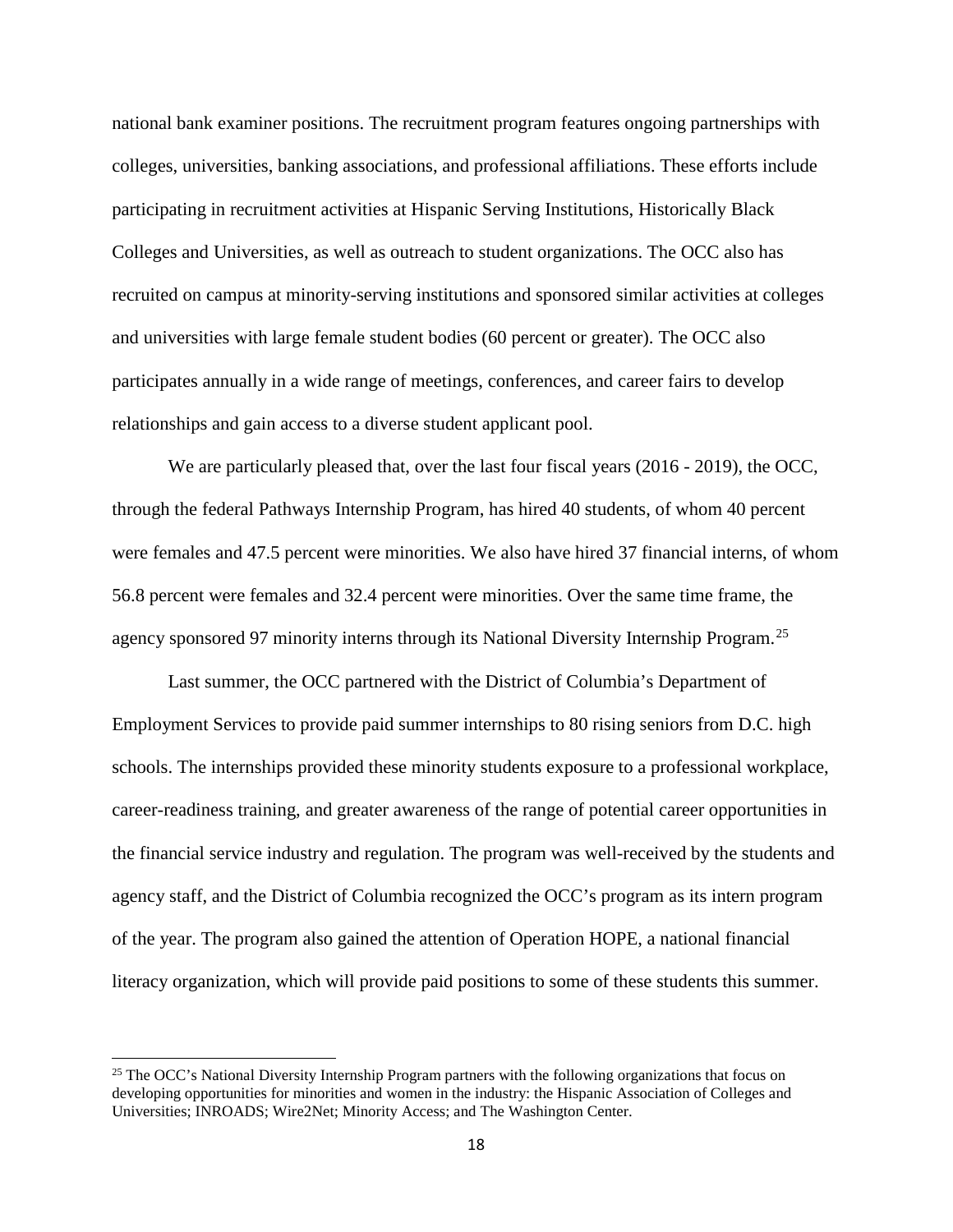national bank examiner positions. The recruitment program features ongoing partnerships with colleges, universities, banking associations, and professional affiliations. These efforts include participating in recruitment activities at Hispanic Serving Institutions, Historically Black Colleges and Universities, as well as outreach to student organizations. The OCC also has recruited on campus at minority-serving institutions and sponsored similar activities at colleges and universities with large female student bodies (60 percent or greater). The OCC also participates annually in a wide range of meetings, conferences, and career fairs to develop relationships and gain access to a diverse student applicant pool.

We are particularly pleased that, over the last four fiscal years (2016 - 2019), the OCC, through the federal Pathways Internship Program, has hired 40 students, of whom 40 percent were females and 47.5 percent were minorities. We also have hired 37 financial interns, of whom 56.8 percent were females and 32.4 percent were minorities. Over the same time frame, the agency sponsored 97 minority interns through its National Diversity Internship Program.[25]

Last summer, the OCC partnered with the District of Columbia's Department of Employment Services to provide paid summer internships to 80 rising seniors from D.C. high schools. The internships provided these minority students exposure to a professional workplace, career-readiness training, and greater awareness of the range of potential career opportunities in the financial service industry and regulation. The program was well-received by the students and agency staff, and the District of Columbia recognized the OCC's program as its intern program of the year. The program also gained the attention of Operation HOPE, a national financial literacy organization, which will provide paid positions to some of these students this summer.

[25] The OCC's National Diversity Internship Program partners with the following organizations that focus on developing opportunities for minorities and women in the industry: the Hispanic Association of Colleges and Universities; INROADS; Wire2Net; Minority Access; and The Washington Center.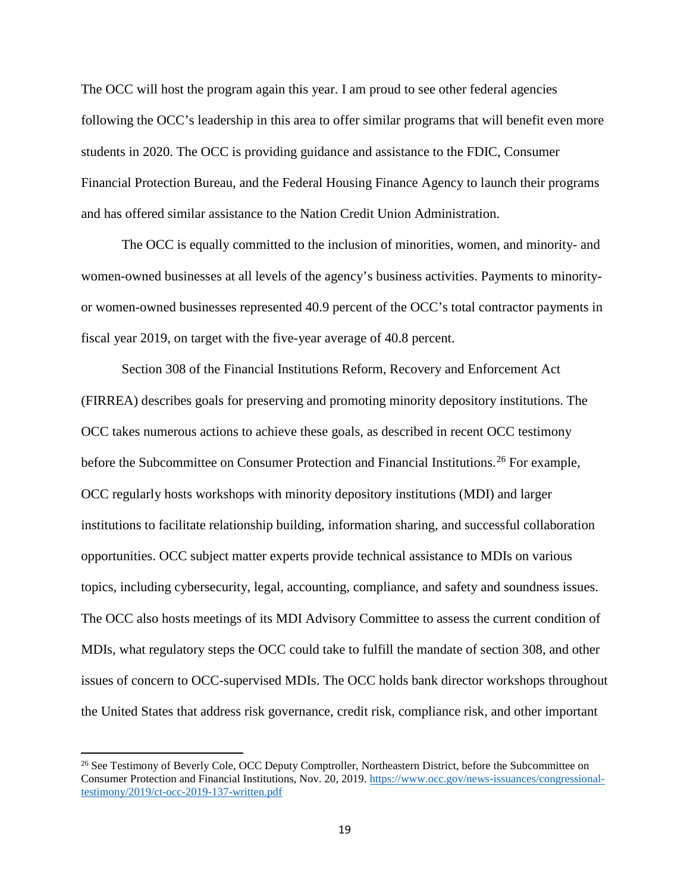The OCC will host the program again this year. I am proud to see other federal agencies following the OCC's leadership in this area to offer similar programs that will benefit even more students in 2020. The OCC is providing guidance and assistance to the FDIC, Consumer Financial Protection Bureau, and the Federal Housing Finance Agency to launch their programs and has offered similar assistance to the Nation Credit Union Administration.

The OCC is equally committed to the inclusion of minorities, women, and minority- and women-owned businesses at all levels of the agency's business activities. Payments to minority- or women-owned businesses represented 40.9 percent of the OCC's total contractor payments in fiscal year 2019, on target with the five-year average of 40.8 percent.

Section 308 of the Financial Institutions Reform, Recovery and Enforcement Act (FIRREA) describes goals for preserving and promoting minority depository institutions. The OCC takes numerous actions to achieve these goals, as described in recent OCC testimony before the Subcommittee on Consumer Protection and Financial Institutions.[26] For example, OCC regularly hosts workshops with minority depository institutions (MDI) and larger institutions to facilitate relationship building, information sharing, and successful collaboration opportunities. OCC subject matter experts provide technical assistance to MDIs on various topics, including cybersecurity, legal, accounting, compliance, and safety and soundness issues. The OCC also hosts meetings of its MDI Advisory Committee to assess the current condition of MDIs, what regulatory steps the OCC could take to fulfill the mandate of section 308, and other issues of concern to OCC-supervised MDIs. The OCC holds bank director workshops throughout the United States that address risk governance, credit risk, compliance risk, and other important

---

[26] See Testimony of Beverly Cole, OCC Deputy Comptroller, Northeastern District, before the Subcommittee on Consumer Protection and Financial Institutions, Nov. 20, 2019. https://www.occ.gov/news-issuances/congressional-testimony/2019/ct-occ-2019-137-written.pdf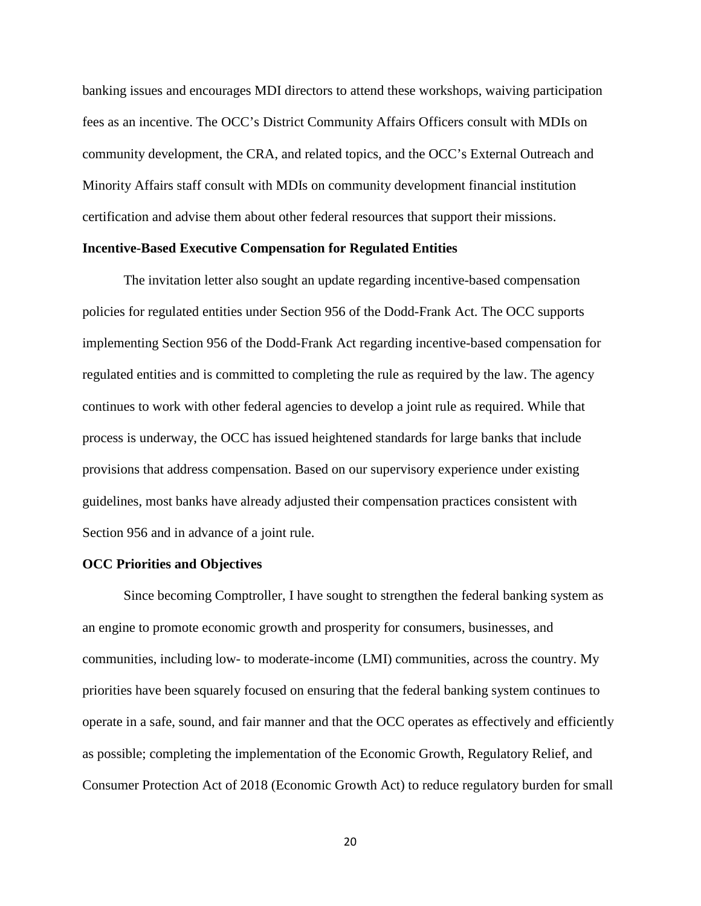banking issues and encourages MDI directors to attend these workshops, waiving participation fees as an incentive. The OCC's District Community Affairs Officers consult with MDIs on community development, the CRA, and related topics, and the OCC's External Outreach and Minority Affairs staff consult with MDIs on community development financial institution certification and advise them about other federal resources that support their missions.

**Incentive-Based Executive Compensation for Regulated Entities**

The invitation letter also sought an update regarding incentive-based compensation policies for regulated entities under Section 956 of the Dodd-Frank Act. The OCC supports implementing Section 956 of the Dodd-Frank Act regarding incentive-based compensation for regulated entities and is committed to completing the rule as required by the law. The agency continues to work with other federal agencies to develop a joint rule as required. While that process is underway, the OCC has issued heightened standards for large banks that include provisions that address compensation. Based on our supervisory experience under existing guidelines, most banks have already adjusted their compensation practices consistent with Section 956 and in advance of a joint rule.

**OCC Priorities and Objectives**

Since becoming Comptroller, I have sought to strengthen the federal banking system as an engine to promote economic growth and prosperity for consumers, businesses, and communities, including low- to moderate-income (LMI) communities, across the country. My priorities have been squarely focused on ensuring that the federal banking system continues to operate in a safe, sound, and fair manner and that the OCC operates as effectively and efficiently as possible; completing the implementation of the Economic Growth, Regulatory Relief, and Consumer Protection Act of 2018 (Economic Growth Act) to reduce regulatory burden for small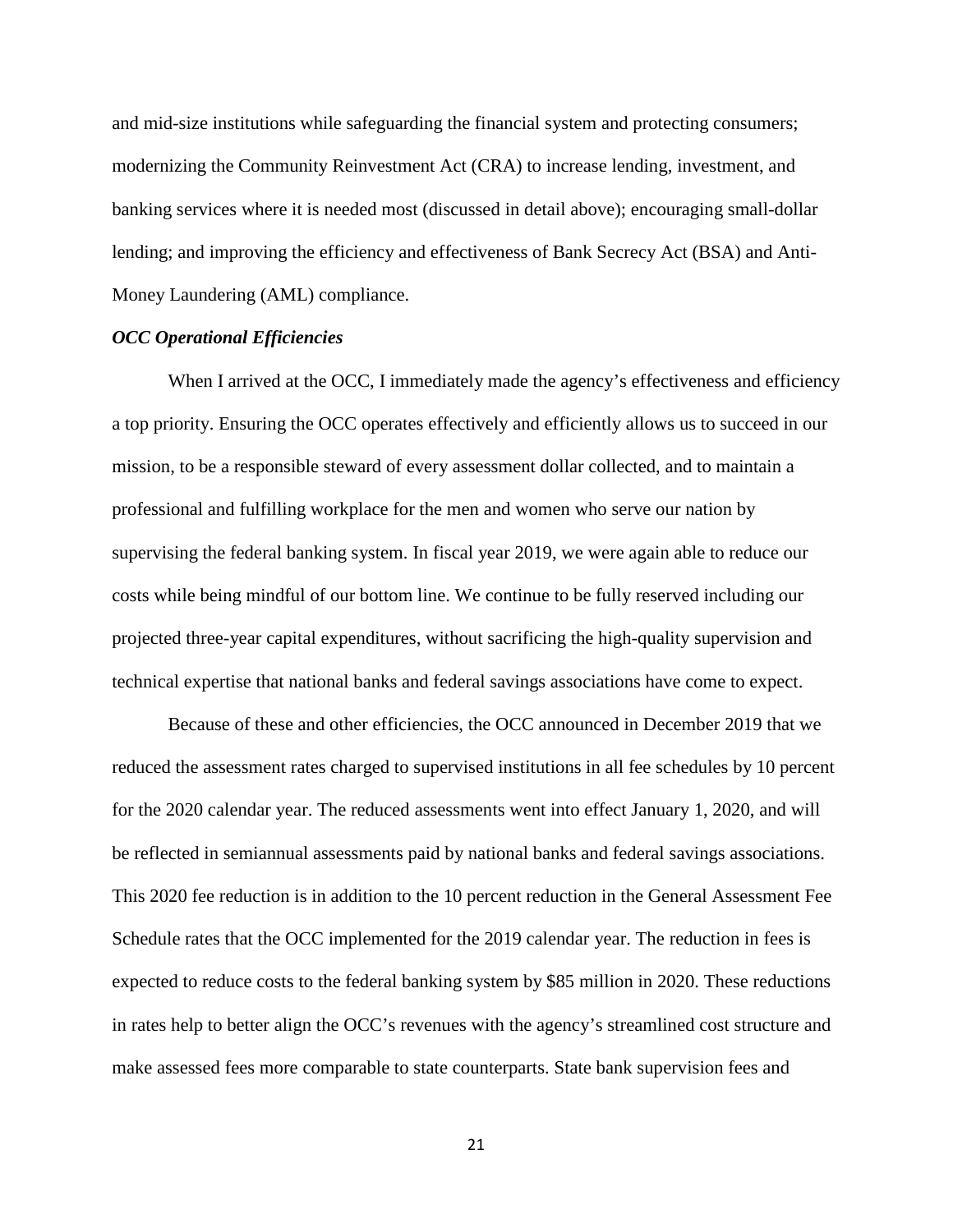and mid-size institutions while safeguarding the financial system and protecting consumers; modernizing the Community Reinvestment Act (CRA) to increase lending, investment, and banking services where it is needed most (discussed in detail above); encouraging small-dollar lending; and improving the efficiency and effectiveness of Bank Secrecy Act (BSA) and Anti-Money Laundering (AML) compliance.

***OCC Operational Efficiencies***

When I arrived at the OCC, I immediately made the agency's effectiveness and efficiency a top priority. Ensuring the OCC operates effectively and efficiently allows us to succeed in our mission, to be a responsible steward of every assessment dollar collected, and to maintain a professional and fulfilling workplace for the men and women who serve our nation by supervising the federal banking system. In fiscal year 2019, we were again able to reduce our costs while being mindful of our bottom line. We continue to be fully reserved including our projected three-year capital expenditures, without sacrificing the high-quality supervision and technical expertise that national banks and federal savings associations have come to expect.

Because of these and other efficiencies, the OCC announced in December 2019 that we reduced the assessment rates charged to supervised institutions in all fee schedules by 10 percent for the 2020 calendar year. The reduced assessments went into effect January 1, 2020, and will be reflected in semiannual assessments paid by national banks and federal savings associations. This 2020 fee reduction is in addition to the 10 percent reduction in the General Assessment Fee Schedule rates that the OCC implemented for the 2019 calendar year. The reduction in fees is expected to reduce costs to the federal banking system by $85 million in 2020. These reductions in rates help to better align the OCC's revenues with the agency's streamlined cost structure and make assessed fees more comparable to state counterparts. State bank supervision fees and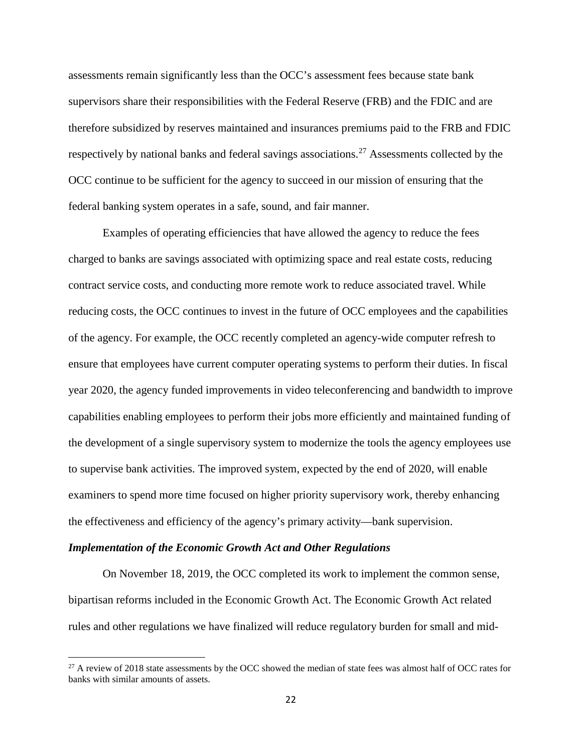assessments remain significantly less than the OCC's assessment fees because state bank supervisors share their responsibilities with the Federal Reserve (FRB) and the FDIC and are therefore subsidized by reserves maintained and insurances premiums paid to the FRB and FDIC respectively by national banks and federal savings associations.[27] Assessments collected by the OCC continue to be sufficient for the agency to succeed in our mission of ensuring that the federal banking system operates in a safe, sound, and fair manner.

Examples of operating efficiencies that have allowed the agency to reduce the fees charged to banks are savings associated with optimizing space and real estate costs, reducing contract service costs, and conducting more remote work to reduce associated travel. While reducing costs, the OCC continues to invest in the future of OCC employees and the capabilities of the agency. For example, the OCC recently completed an agency-wide computer refresh to ensure that employees have current computer operating systems to perform their duties. In fiscal year 2020, the agency funded improvements in video teleconferencing and bandwidth to improve capabilities enabling employees to perform their jobs more efficiently and maintained funding of the development of a single supervisory system to modernize the tools the agency employees use to supervise bank activities. The improved system, expected by the end of 2020, will enable examiners to spend more time focused on higher priority supervisory work, thereby enhancing the effectiveness and efficiency of the agency's primary activity—bank supervision.

***Implementation of the Economic Growth Act and Other Regulations***

On November 18, 2019, the OCC completed its work to implement the common sense, bipartisan reforms included in the Economic Growth Act. The Economic Growth Act related rules and other regulations we have finalized will reduce regulatory burden for small and mid-

[27] A review of 2018 state assessments by the OCC showed the median of state fees was almost half of OCC rates for banks with similar amounts of assets.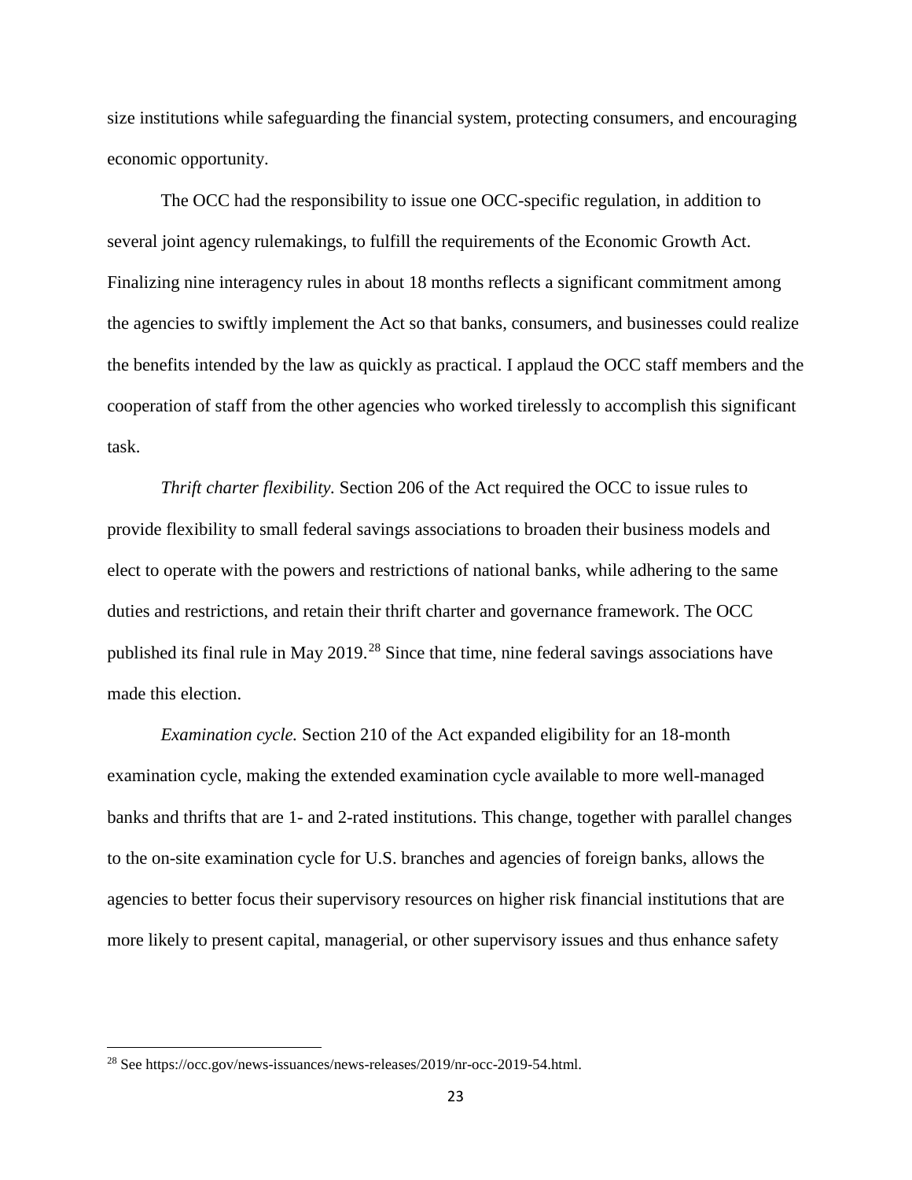size institutions while safeguarding the financial system, protecting consumers, and encouraging economic opportunity.

The OCC had the responsibility to issue one OCC-specific regulation, in addition to several joint agency rulemakings, to fulfill the requirements of the Economic Growth Act. Finalizing nine interagency rules in about 18 months reflects a significant commitment among the agencies to swiftly implement the Act so that banks, consumers, and businesses could realize the benefits intended by the law as quickly as practical. I applaud the OCC staff members and the cooperation of staff from the other agencies who worked tirelessly to accomplish this significant task.

*Thrift charter flexibility.* Section 206 of the Act required the OCC to issue rules to provide flexibility to small federal savings associations to broaden their business models and elect to operate with the powers and restrictions of national banks, while adhering to the same duties and restrictions, and retain their thrift charter and governance framework. The OCC published its final rule in May 2019.[28] Since that time, nine federal savings associations have made this election.

*Examination cycle.* Section 210 of the Act expanded eligibility for an 18-month examination cycle, making the extended examination cycle available to more well-managed banks and thrifts that are 1- and 2-rated institutions. This change, together with parallel changes to the on-site examination cycle for U.S. branches and agencies of foreign banks, allows the agencies to better focus their supervisory resources on higher risk financial institutions that are more likely to present capital, managerial, or other supervisory issues and thus enhance safety

[28] See https://occ.gov/news-issuances/news-releases/2019/nr-occ-2019-54.html.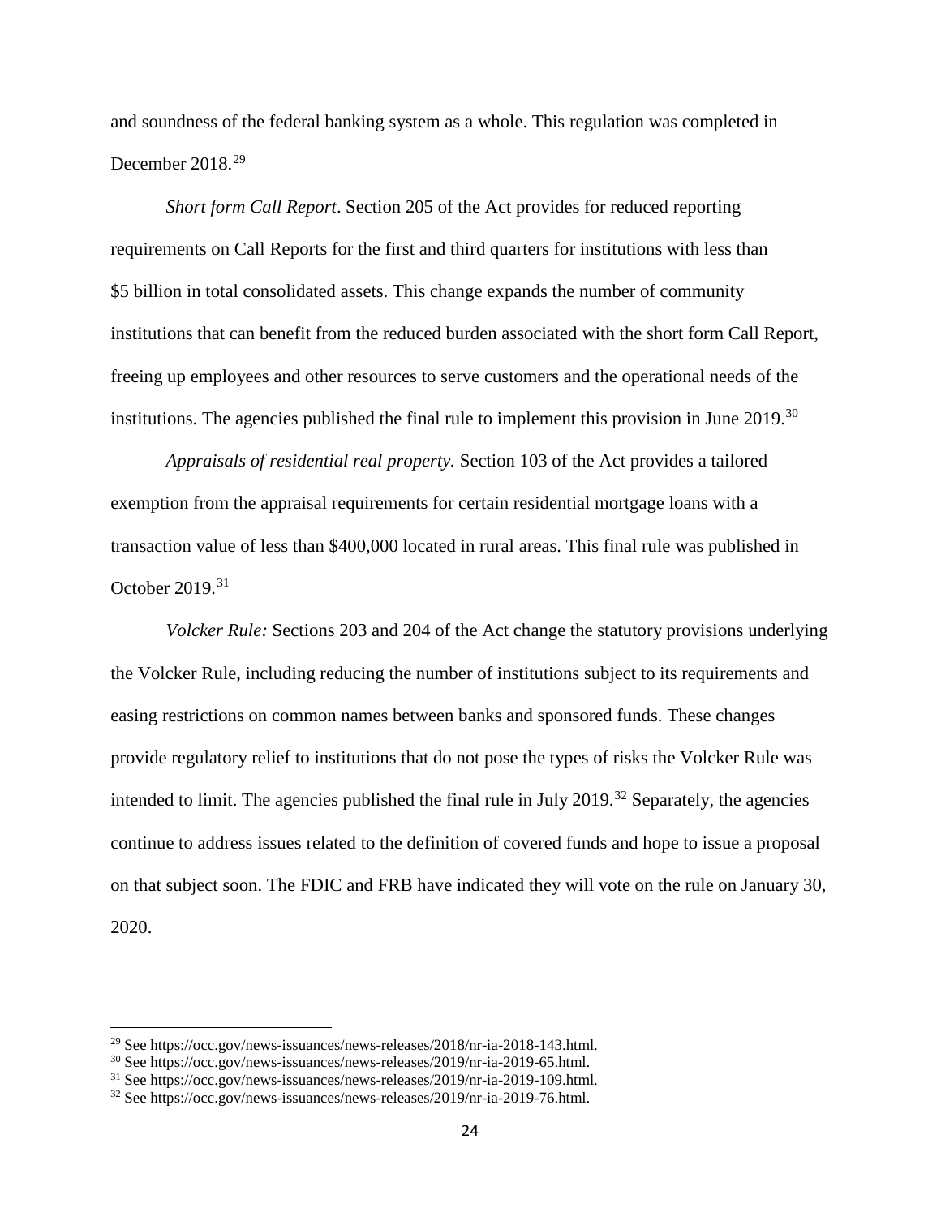and soundness of the federal banking system as a whole. This regulation was completed in December 2018.[29]

*Short form Call Report*. Section 205 of the Act provides for reduced reporting requirements on Call Reports for the first and third quarters for institutions with less than $5 billion in total consolidated assets. This change expands the number of community institutions that can benefit from the reduced burden associated with the short form Call Report, freeing up employees and other resources to serve customers and the operational needs of the institutions. The agencies published the final rule to implement this provision in June 2019.[30]

*Appraisals of residential real property.* Section 103 of the Act provides a tailored exemption from the appraisal requirements for certain residential mortgage loans with a transaction value of less than $400,000 located in rural areas. This final rule was published in October 2019.[31]

*Volcker Rule:* Sections 203 and 204 of the Act change the statutory provisions underlying the Volcker Rule, including reducing the number of institutions subject to its requirements and easing restrictions on common names between banks and sponsored funds. These changes provide regulatory relief to institutions that do not pose the types of risks the Volcker Rule was intended to limit. The agencies published the final rule in July 2019.[32] Separately, the agencies continue to address issues related to the definition of covered funds and hope to issue a proposal on that subject soon. The FDIC and FRB have indicated they will vote on the rule on January 30, 2020.

---

[29] See https://occ.gov/news-issuances/news-releases/2018/nr-ia-2018-143.html.

[30] See https://occ.gov/news-issuances/news-releases/2019/nr-ia-2019-65.html.

[31] See https://occ.gov/news-issuances/news-releases/2019/nr-ia-2019-109.html.

[32] See https://occ.gov/news-issuances/news-releases/2019/nr-ia-2019-76.html.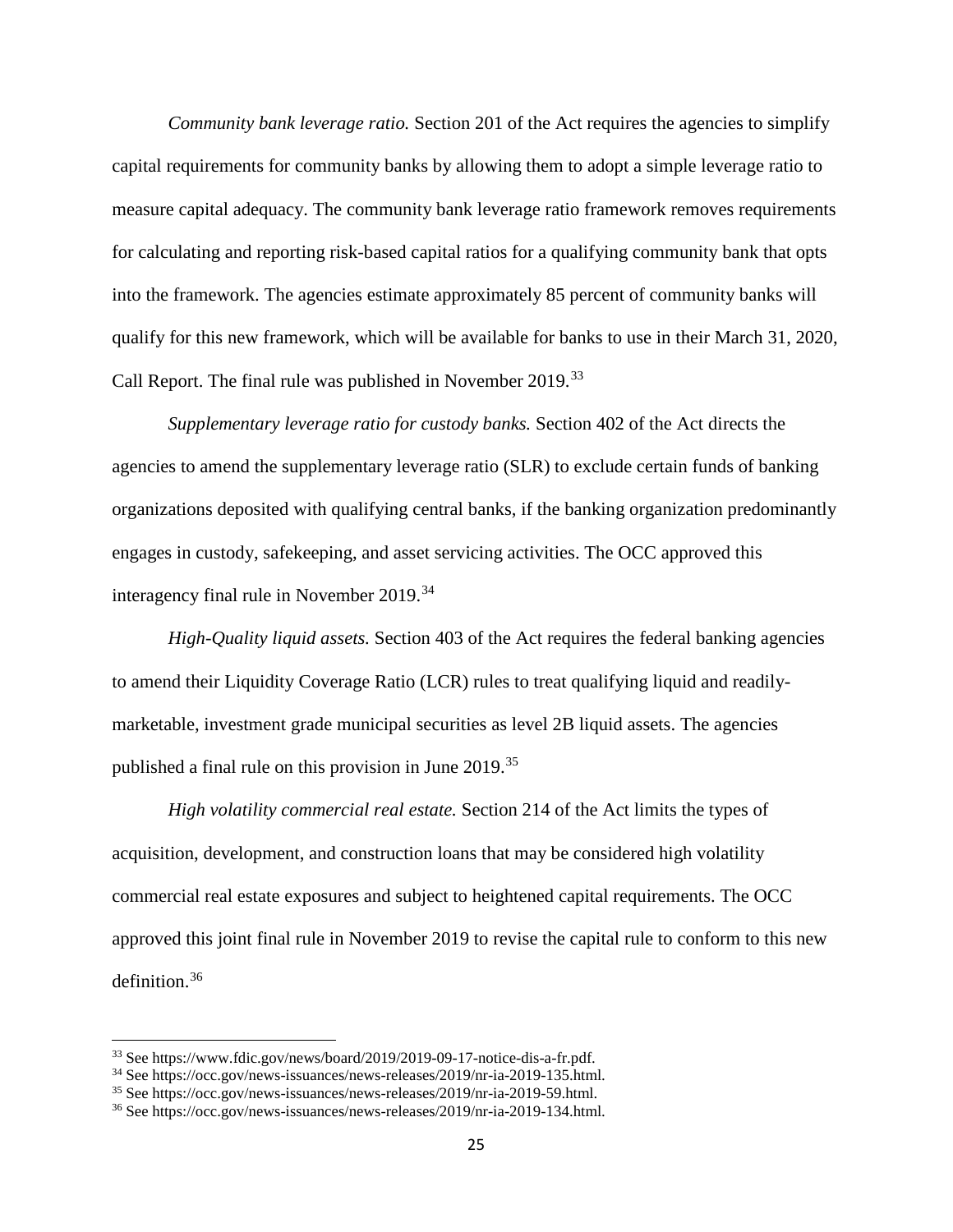*Community bank leverage ratio.* Section 201 of the Act requires the agencies to simplify capital requirements for community banks by allowing them to adopt a simple leverage ratio to measure capital adequacy. The community bank leverage ratio framework removes requirements for calculating and reporting risk-based capital ratios for a qualifying community bank that opts into the framework. The agencies estimate approximately 85 percent of community banks will qualify for this new framework, which will be available for banks to use in their March 31, 2020, Call Report. The final rule was published in November 2019.[33]

*Supplementary leverage ratio for custody banks.* Section 402 of the Act directs the agencies to amend the supplementary leverage ratio (SLR) to exclude certain funds of banking organizations deposited with qualifying central banks, if the banking organization predominantly engages in custody, safekeeping, and asset servicing activities. The OCC approved this interagency final rule in November 2019.[34]

*High-Quality liquid assets.* Section 403 of the Act requires the federal banking agencies to amend their Liquidity Coverage Ratio (LCR) rules to treat qualifying liquid and readily-marketable, investment grade municipal securities as level 2B liquid assets. The agencies published a final rule on this provision in June 2019.[35]

*High volatility commercial real estate.* Section 214 of the Act limits the types of acquisition, development, and construction loans that may be considered high volatility commercial real estate exposures and subject to heightened capital requirements. The OCC approved this joint final rule in November 2019 to revise the capital rule to conform to this new definition.[36]

---

[33] See https://www.fdic.gov/news/board/2019/2019-09-17-notice-dis-a-fr.pdf.

[34] See https://occ.gov/news-issuances/news-releases/2019/nr-ia-2019-135.html.

[35] See https://occ.gov/news-issuances/news-releases/2019/nr-ia-2019-59.html.

[36] See https://occ.gov/news-issuances/news-releases/2019/nr-ia-2019-134.html.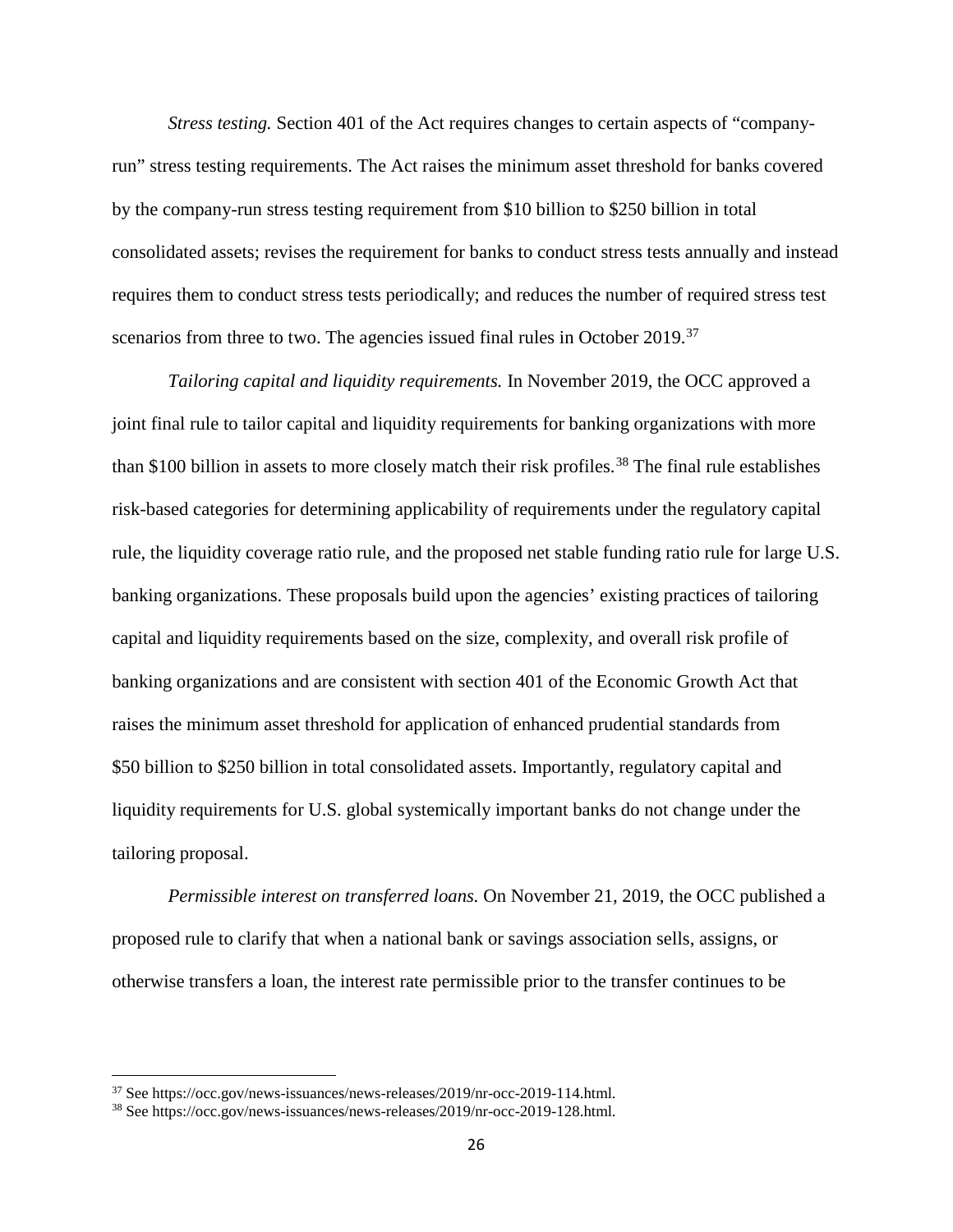*Stress testing.* Section 401 of the Act requires changes to certain aspects of "company-run" stress testing requirements. The Act raises the minimum asset threshold for banks covered by the company-run stress testing requirement from $10 billion to $250 billion in total consolidated assets; revises the requirement for banks to conduct stress tests annually and instead requires them to conduct stress tests periodically; and reduces the number of required stress test scenarios from three to two. The agencies issued final rules in October 2019.[37]

*Tailoring capital and liquidity requirements.* In November 2019, the OCC approved a joint final rule to tailor capital and liquidity requirements for banking organizations with more than $100 billion in assets to more closely match their risk profiles.[38] The final rule establishes risk-based categories for determining applicability of requirements under the regulatory capital rule, the liquidity coverage ratio rule, and the proposed net stable funding ratio rule for large U.S. banking organizations. These proposals build upon the agencies' existing practices of tailoring capital and liquidity requirements based on the size, complexity, and overall risk profile of banking organizations and are consistent with section 401 of the Economic Growth Act that raises the minimum asset threshold for application of enhanced prudential standards from $50 billion to $250 billion in total consolidated assets. Importantly, regulatory capital and liquidity requirements for U.S. global systemically important banks do not change under the tailoring proposal.

*Permissible interest on transferred loans.* On November 21, 2019, the OCC published a proposed rule to clarify that when a national bank or savings association sells, assigns, or otherwise transfers a loan, the interest rate permissible prior to the transfer continues to be

---

[37] See https://occ.gov/news-issuances/news-releases/2019/nr-occ-2019-114.html.

[38] See https://occ.gov/news-issuances/news-releases/2019/nr-occ-2019-128.html.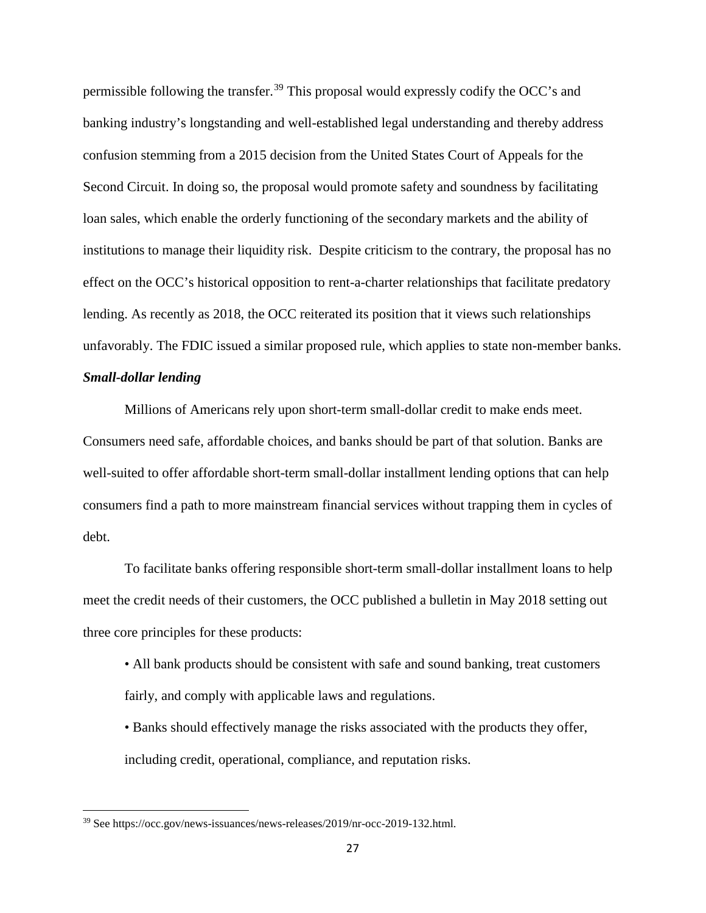permissible following the transfer.[39] This proposal would expressly codify the OCC's and banking industry's longstanding and well-established legal understanding and thereby address confusion stemming from a 2015 decision from the United States Court of Appeals for the Second Circuit. In doing so, the proposal would promote safety and soundness by facilitating loan sales, which enable the orderly functioning of the secondary markets and the ability of institutions to manage their liquidity risk. Despite criticism to the contrary, the proposal has no effect on the OCC's historical opposition to rent-a-charter relationships that facilitate predatory lending. As recently as 2018, the OCC reiterated its position that it views such relationships unfavorably. The FDIC issued a similar proposed rule, which applies to state non-member banks.

***Small-dollar lending***

Millions of Americans rely upon short-term small-dollar credit to make ends meet. Consumers need safe, affordable choices, and banks should be part of that solution. Banks are well-suited to offer affordable short-term small-dollar installment lending options that can help consumers find a path to more mainstream financial services without trapping them in cycles of debt.

To facilitate banks offering responsible short-term small-dollar installment loans to help meet the credit needs of their customers, the OCC published a bulletin in May 2018 setting out three core principles for these products:

- All bank products should be consistent with safe and sound banking, treat customers fairly, and comply with applicable laws and regulations.
- Banks should effectively manage the risks associated with the products they offer, including credit, operational, compliance, and reputation risks.

---

[39] See https://occ.gov/news-issuances/news-releases/2019/nr-occ-2019-132.html.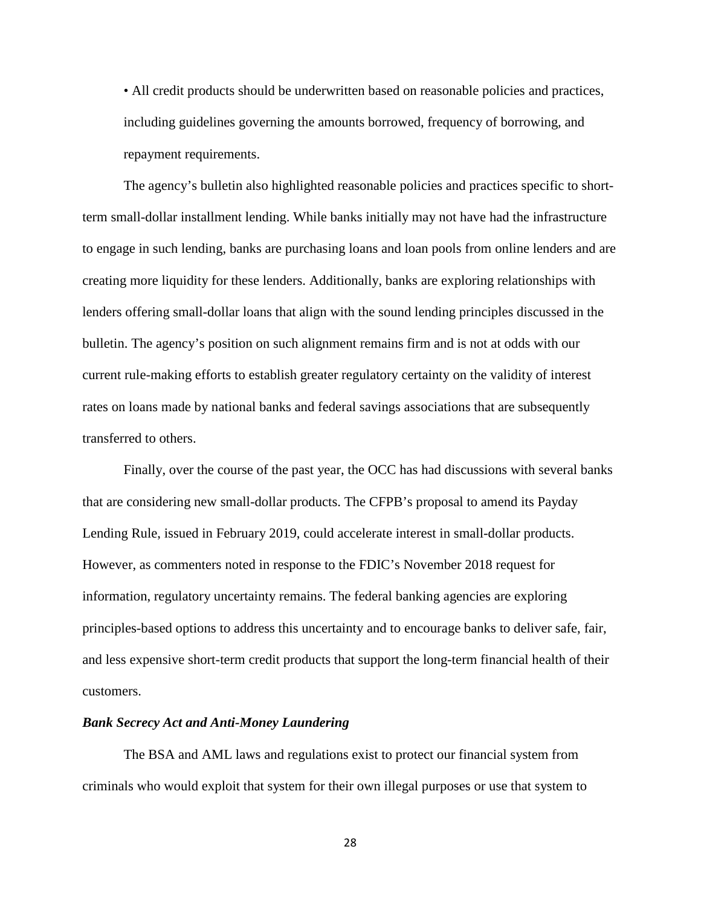- All credit products should be underwritten based on reasonable policies and practices, including guidelines governing the amounts borrowed, frequency of borrowing, and repayment requirements.

The agency's bulletin also highlighted reasonable policies and practices specific to short-term small-dollar installment lending. While banks initially may not have had the infrastructure to engage in such lending, banks are purchasing loans and loan pools from online lenders and are creating more liquidity for these lenders. Additionally, banks are exploring relationships with lenders offering small-dollar loans that align with the sound lending principles discussed in the bulletin. The agency's position on such alignment remains firm and is not at odds with our current rule-making efforts to establish greater regulatory certainty on the validity of interest rates on loans made by national banks and federal savings associations that are subsequently transferred to others.

Finally, over the course of the past year, the OCC has had discussions with several banks that are considering new small-dollar products. The CFPB's proposal to amend its Payday Lending Rule, issued in February 2019, could accelerate interest in small-dollar products. However, as commenters noted in response to the FDIC's November 2018 request for information, regulatory uncertainty remains. The federal banking agencies are exploring principles-based options to address this uncertainty and to encourage banks to deliver safe, fair, and less expensive short-term credit products that support the long-term financial health of their customers.

***Bank Secrecy Act and Anti-Money Laundering***

The BSA and AML laws and regulations exist to protect our financial system from criminals who would exploit that system for their own illegal purposes or use that system to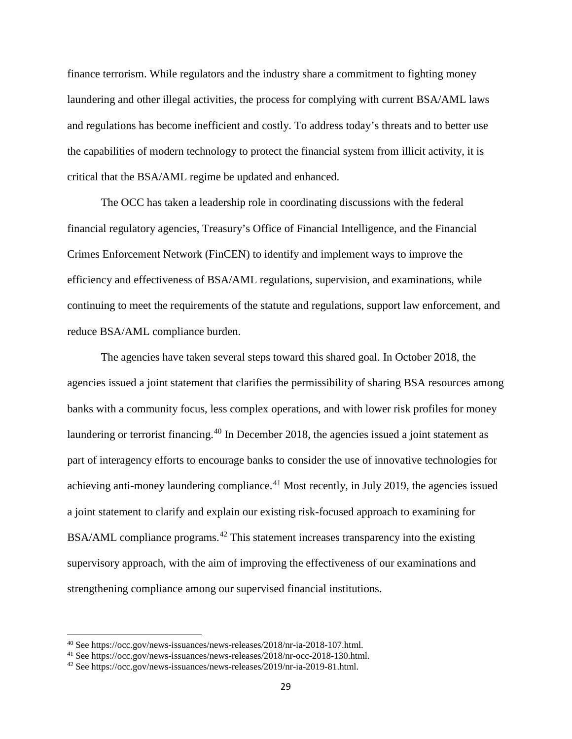finance terrorism. While regulators and the industry share a commitment to fighting money laundering and other illegal activities, the process for complying with current BSA/AML laws and regulations has become inefficient and costly. To address today's threats and to better use the capabilities of modern technology to protect the financial system from illicit activity, it is critical that the BSA/AML regime be updated and enhanced.

The OCC has taken a leadership role in coordinating discussions with the federal financial regulatory agencies, Treasury's Office of Financial Intelligence, and the Financial Crimes Enforcement Network (FinCEN) to identify and implement ways to improve the efficiency and effectiveness of BSA/AML regulations, supervision, and examinations, while continuing to meet the requirements of the statute and regulations, support law enforcement, and reduce BSA/AML compliance burden.

The agencies have taken several steps toward this shared goal. In October 2018, the agencies issued a joint statement that clarifies the permissibility of sharing BSA resources among banks with a community focus, less complex operations, and with lower risk profiles for money laundering or terrorist financing.[40] In December 2018, the agencies issued a joint statement as part of interagency efforts to encourage banks to consider the use of innovative technologies for achieving anti-money laundering compliance.[41] Most recently, in July 2019, the agencies issued a joint statement to clarify and explain our existing risk-focused approach to examining for BSA/AML compliance programs.[42] This statement increases transparency into the existing supervisory approach, with the aim of improving the effectiveness of our examinations and strengthening compliance among our supervised financial institutions.

---

[40] See https://occ.gov/news-issuances/news-releases/2018/nr-ia-2018-107.html.

[41] See https://occ.gov/news-issuances/news-releases/2018/nr-occ-2018-130.html.

[42] See https://occ.gov/news-issuances/news-releases/2019/nr-ia-2019-81.html.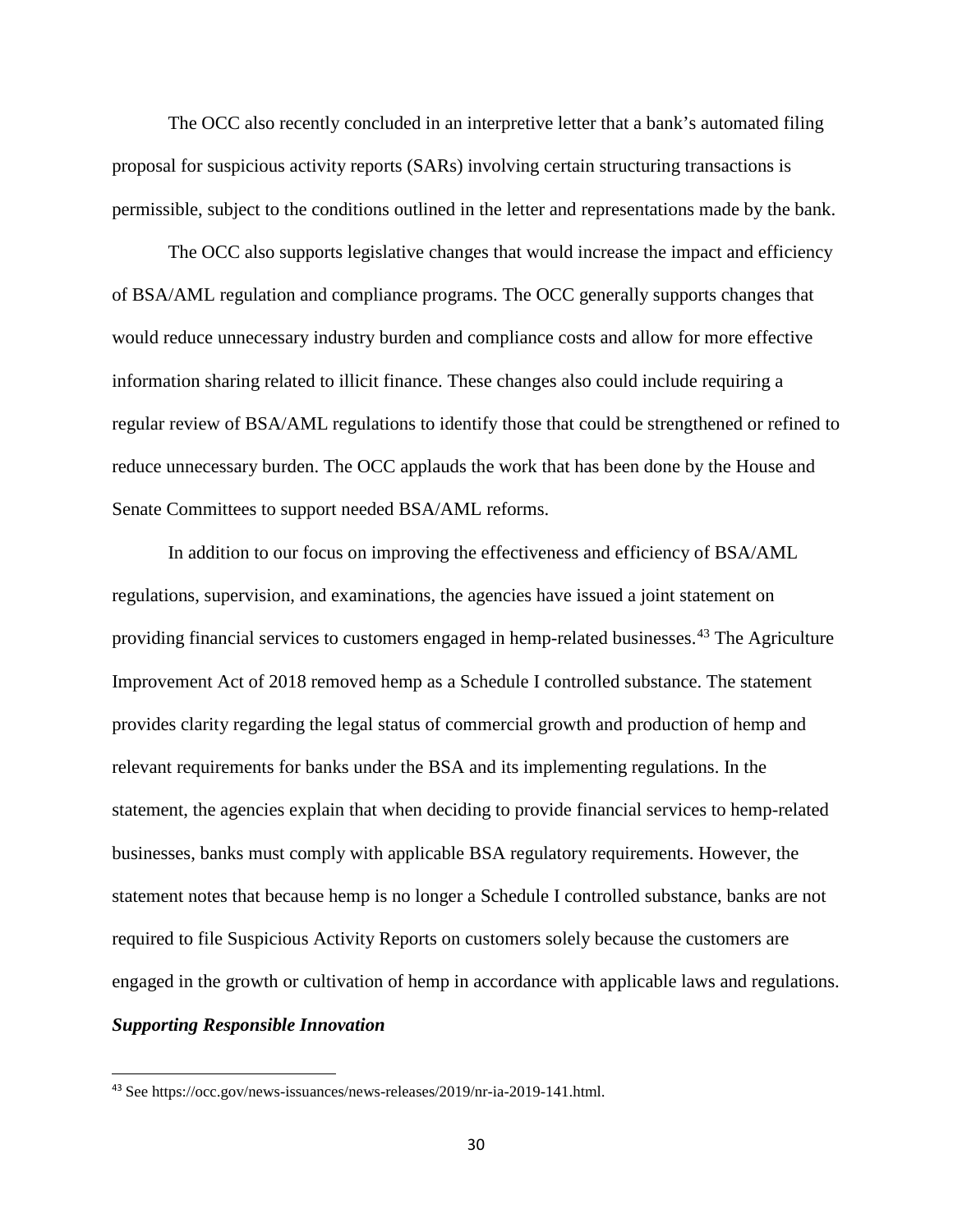The OCC also recently concluded in an interpretive letter that a bank's automated filing proposal for suspicious activity reports (SARs) involving certain structuring transactions is permissible, subject to the conditions outlined in the letter and representations made by the bank.

The OCC also supports legislative changes that would increase the impact and efficiency of BSA/AML regulation and compliance programs. The OCC generally supports changes that would reduce unnecessary industry burden and compliance costs and allow for more effective information sharing related to illicit finance. These changes also could include requiring a regular review of BSA/AML regulations to identify those that could be strengthened or refined to reduce unnecessary burden. The OCC applauds the work that has been done by the House and Senate Committees to support needed BSA/AML reforms.

In addition to our focus on improving the effectiveness and efficiency of BSA/AML regulations, supervision, and examinations, the agencies have issued a joint statement on providing financial services to customers engaged in hemp-related businesses.[43] The Agriculture Improvement Act of 2018 removed hemp as a Schedule I controlled substance. The statement provides clarity regarding the legal status of commercial growth and production of hemp and relevant requirements for banks under the BSA and its implementing regulations. In the statement, the agencies explain that when deciding to provide financial services to hemp-related businesses, banks must comply with applicable BSA regulatory requirements. However, the statement notes that because hemp is no longer a Schedule I controlled substance, banks are not required to file Suspicious Activity Reports on customers solely because the customers are engaged in the growth or cultivation of hemp in accordance with applicable laws and regulations.

***Supporting Responsible Innovation***

---

[43] See https://occ.gov/news-issuances/news-releases/2019/nr-ia-2019-141.html.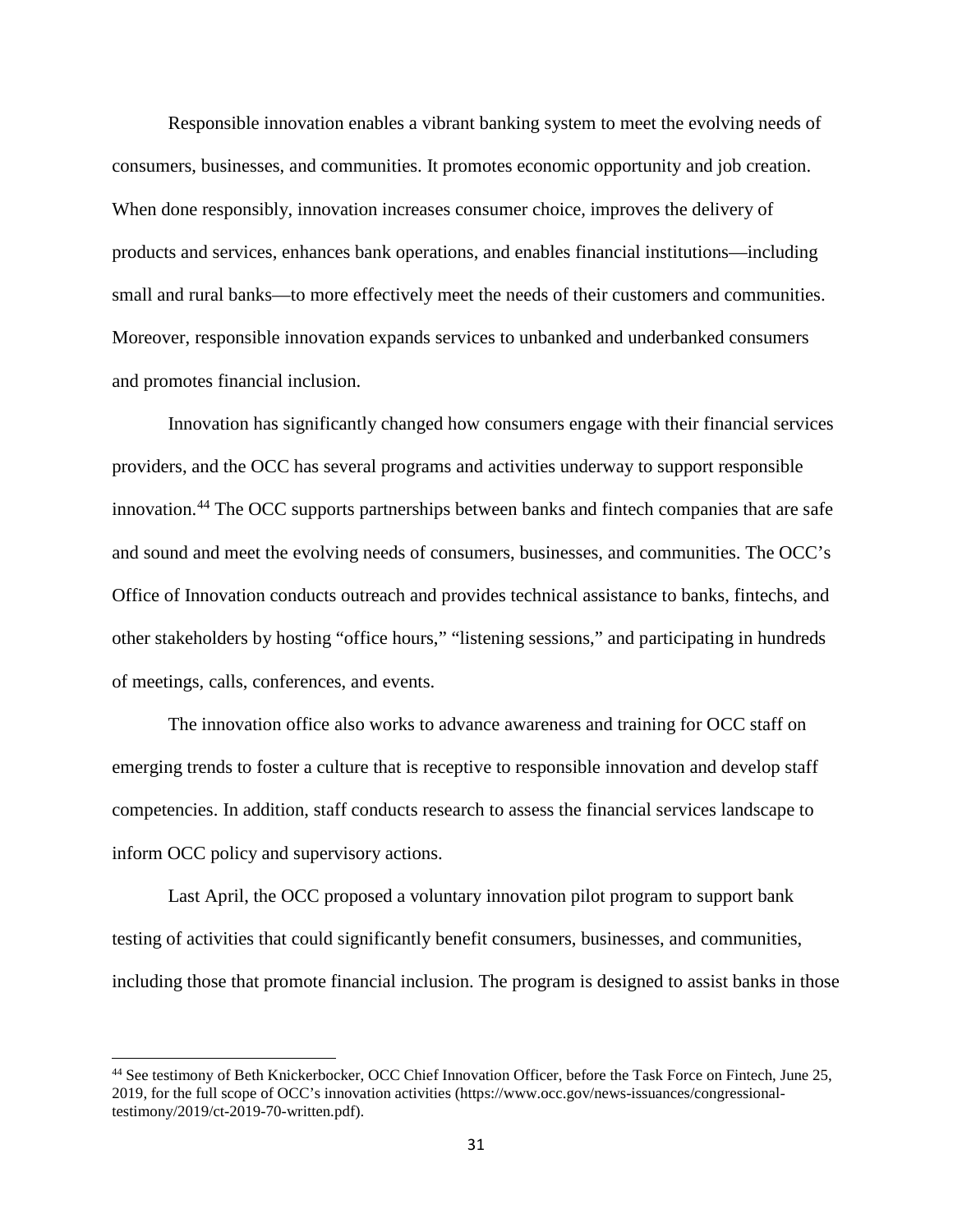Responsible innovation enables a vibrant banking system to meet the evolving needs of consumers, businesses, and communities. It promotes economic opportunity and job creation. When done responsibly, innovation increases consumer choice, improves the delivery of products and services, enhances bank operations, and enables financial institutions—including small and rural banks—to more effectively meet the needs of their customers and communities. Moreover, responsible innovation expands services to unbanked and underbanked consumers and promotes financial inclusion.

Innovation has significantly changed how consumers engage with their financial services providers, and the OCC has several programs and activities underway to support responsible innovation.[44] The OCC supports partnerships between banks and fintech companies that are safe and sound and meet the evolving needs of consumers, businesses, and communities. The OCC's Office of Innovation conducts outreach and provides technical assistance to banks, fintechs, and other stakeholders by hosting "office hours," "listening sessions," and participating in hundreds of meetings, calls, conferences, and events.

The innovation office also works to advance awareness and training for OCC staff on emerging trends to foster a culture that is receptive to responsible innovation and develop staff competencies. In addition, staff conducts research to assess the financial services landscape to inform OCC policy and supervisory actions.

Last April, the OCC proposed a voluntary innovation pilot program to support bank testing of activities that could significantly benefit consumers, businesses, and communities, including those that promote financial inclusion. The program is designed to assist banks in those

---

[44] See testimony of Beth Knickerbocker, OCC Chief Innovation Officer, before the Task Force on Fintech, June 25, 2019, for the full scope of OCC's innovation activities (https://www.occ.gov/news-issuances/congressional-testimony/2019/ct-2019-70-written.pdf).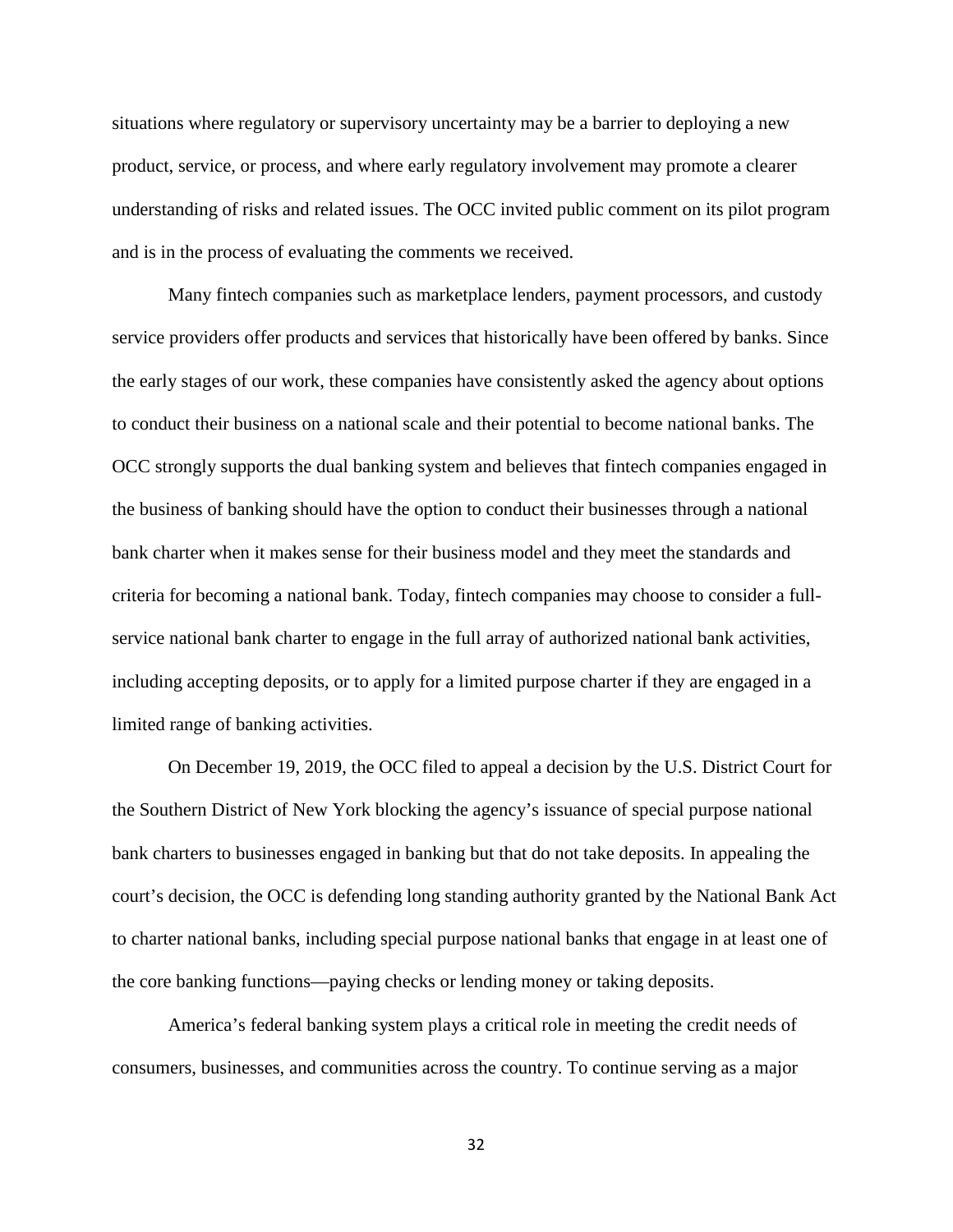situations where regulatory or supervisory uncertainty may be a barrier to deploying a new product, service, or process, and where early regulatory involvement may promote a clearer understanding of risks and related issues. The OCC invited public comment on its pilot program and is in the process of evaluating the comments we received.

Many fintech companies such as marketplace lenders, payment processors, and custody service providers offer products and services that historically have been offered by banks. Since the early stages of our work, these companies have consistently asked the agency about options to conduct their business on a national scale and their potential to become national banks. The OCC strongly supports the dual banking system and believes that fintech companies engaged in the business of banking should have the option to conduct their businesses through a national bank charter when it makes sense for their business model and they meet the standards and criteria for becoming a national bank. Today, fintech companies may choose to consider a full-service national bank charter to engage in the full array of authorized national bank activities, including accepting deposits, or to apply for a limited purpose charter if they are engaged in a limited range of banking activities.

On December 19, 2019, the OCC filed to appeal a decision by the U.S. District Court for the Southern District of New York blocking the agency's issuance of special purpose national bank charters to businesses engaged in banking but that do not take deposits. In appealing the court's decision, the OCC is defending long standing authority granted by the National Bank Act to charter national banks, including special purpose national banks that engage in at least one of the core banking functions—paying checks or lending money or taking deposits.

America's federal banking system plays a critical role in meeting the credit needs of consumers, businesses, and communities across the country. To continue serving as a major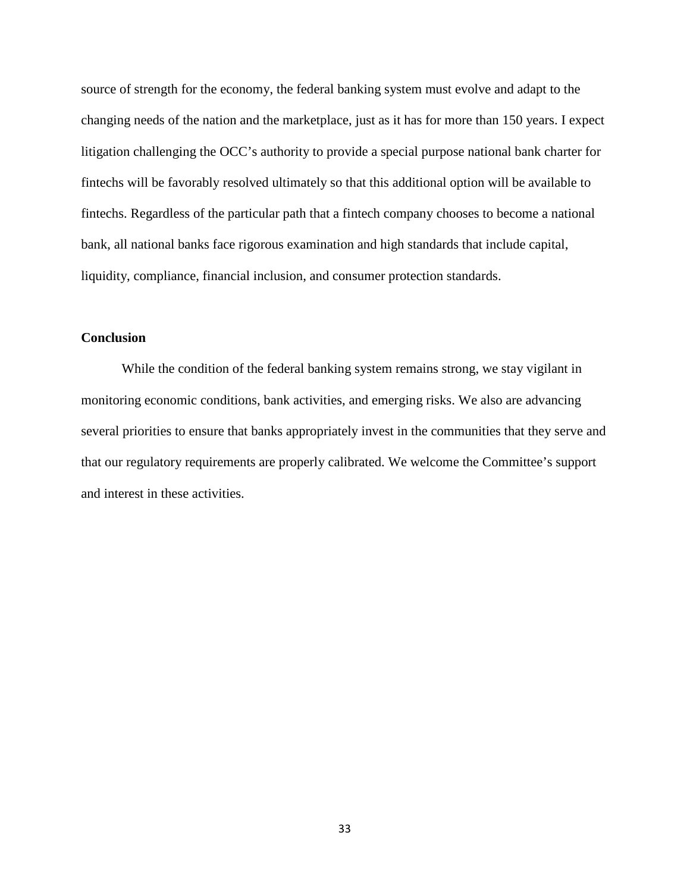source of strength for the economy, the federal banking system must evolve and adapt to the changing needs of the nation and the marketplace, just as it has for more than 150 years. I expect litigation challenging the OCC's authority to provide a special purpose national bank charter for fintechs will be favorably resolved ultimately so that this additional option will be available to fintechs. Regardless of the particular path that a fintech company chooses to become a national bank, all national banks face rigorous examination and high standards that include capital, liquidity, compliance, financial inclusion, and consumer protection standards.

## Conclusion

While the condition of the federal banking system remains strong, we stay vigilant in monitoring economic conditions, bank activities, and emerging risks. We also are advancing several priorities to ensure that banks appropriately invest in the communities that they serve and that our regulatory requirements are properly calibrated. We welcome the Committee's support and interest in these activities.